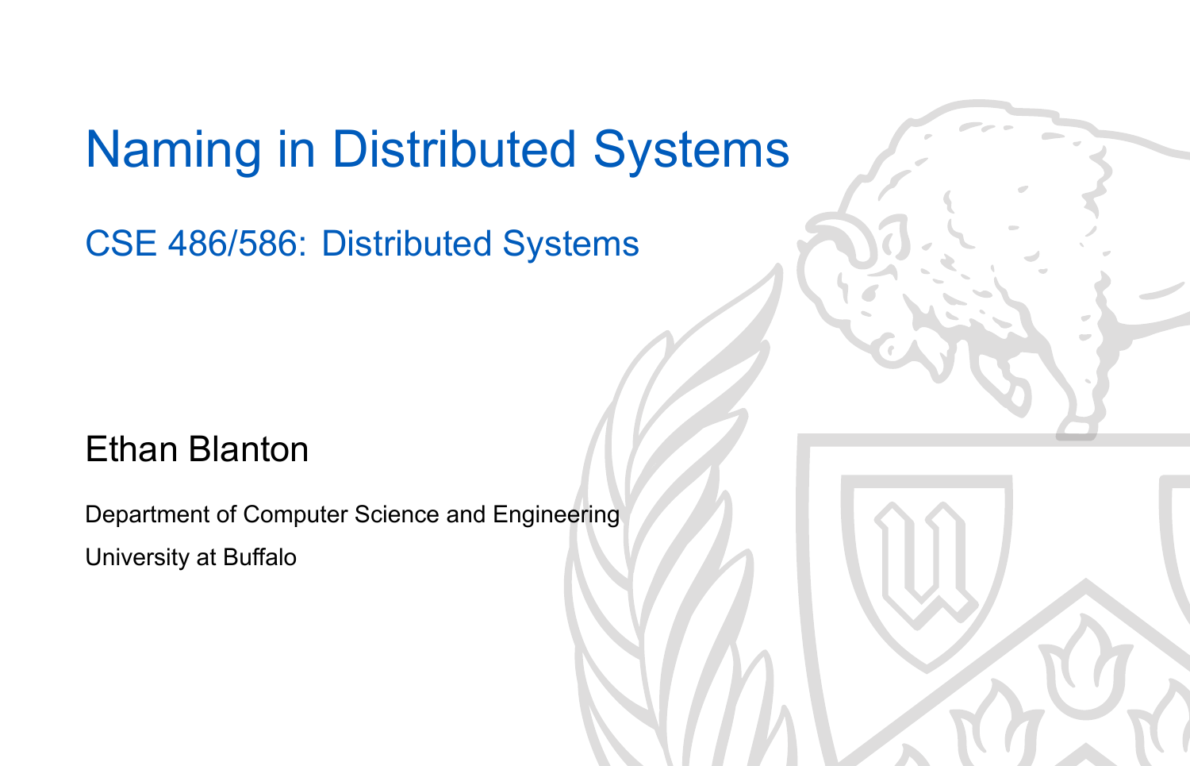# Naming in Distributed Systems

## CSE 486/586: Distributed Systems

Ethan Blanton

Department of Computer Science and Engineering

University at Buffalo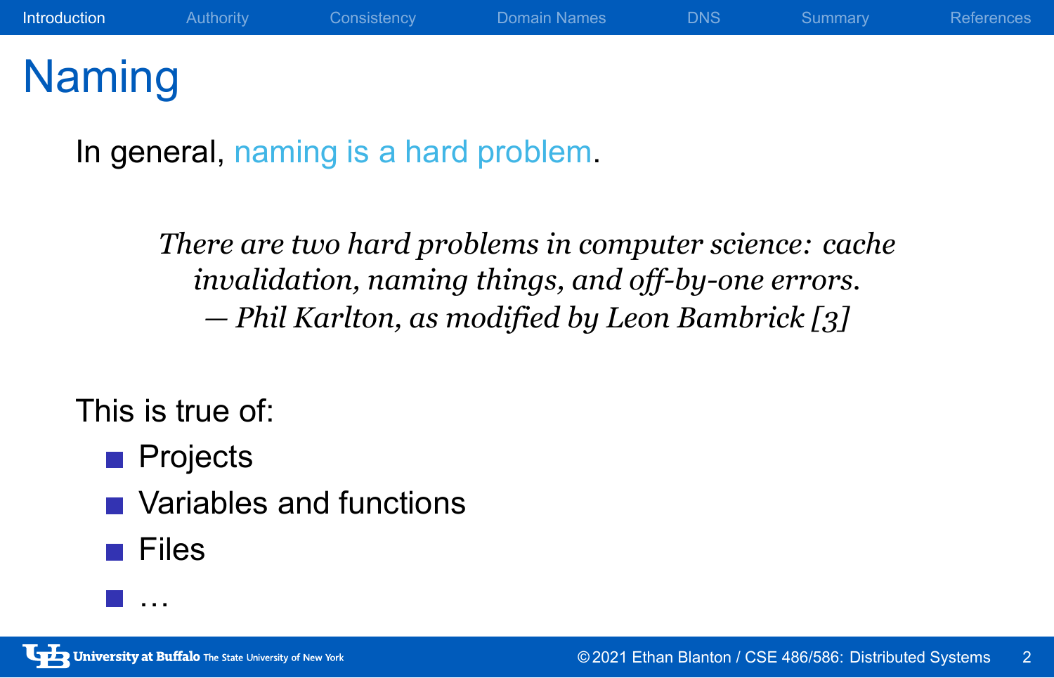# Naming

In general, naming is a hard problem.

> *There are two hard problems in computer science: cache invalidation, naming things, and off-by-one errors.*
> *— Phil Karlton, as modified by Leon Bambrick [3]*

This is true of:

- Projects
- Variables and functions
- Files
- …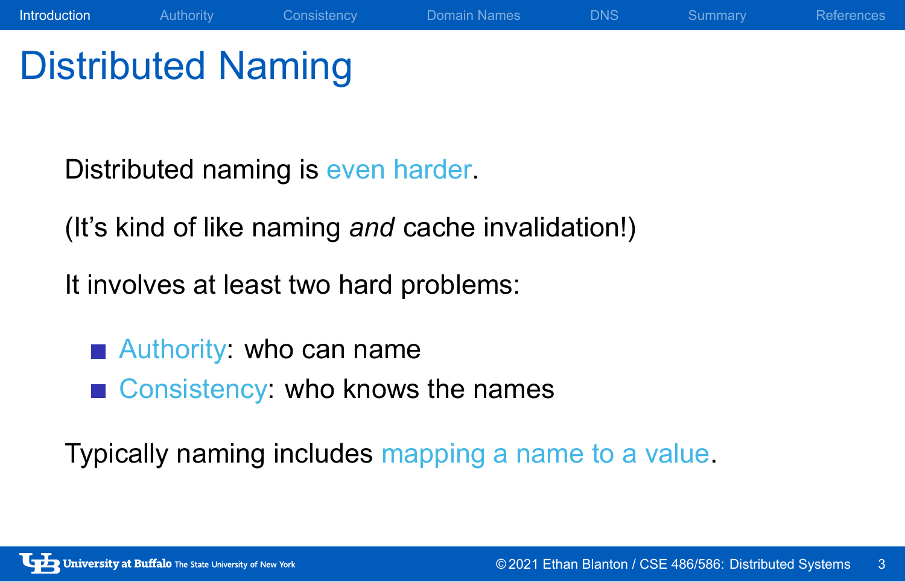# Distributed Naming

Distributed naming is even harder.

(It's kind of like naming *and* cache invalidation!)

It involves at least two hard problems:

- Authority: who can name
- Consistency: who knows the names

Typically naming includes mapping a name to a value.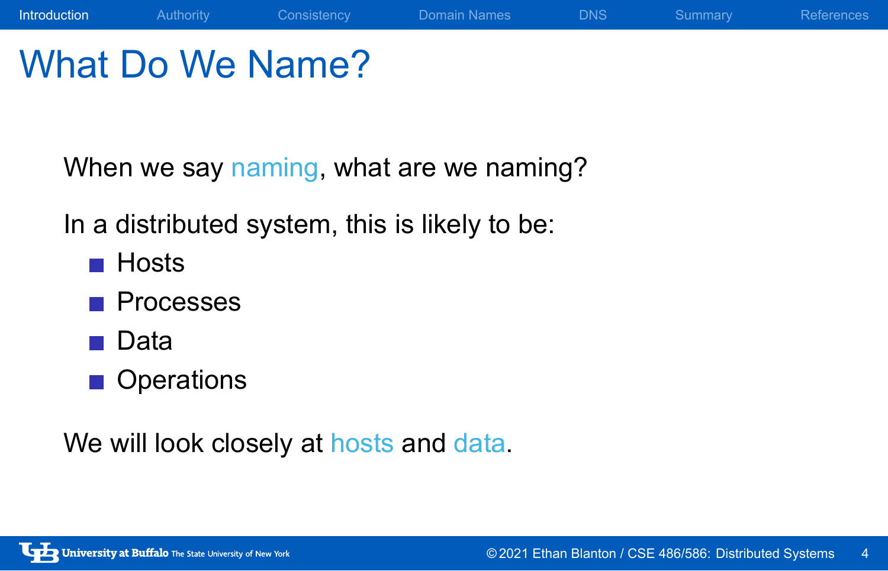# What Do We Name?

When we say naming, what are we naming?

In a distributed system, this is likely to be:

- Hosts
- Processes
- Data
- Operations

We will look closely at hosts and data.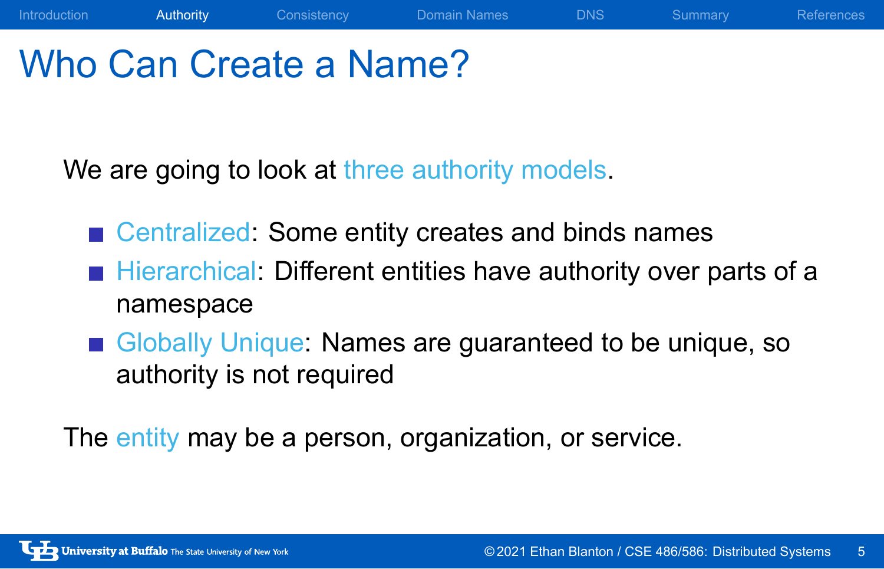# Who Can Create a Name?

We are going to look at three authority models.

- Centralized: Some entity creates and binds names
- Hierarchical: Different entities have authority over parts of a namespace
- Globally Unique: Names are guaranteed to be unique, so authority is not required

The entity may be a person, organization, or service.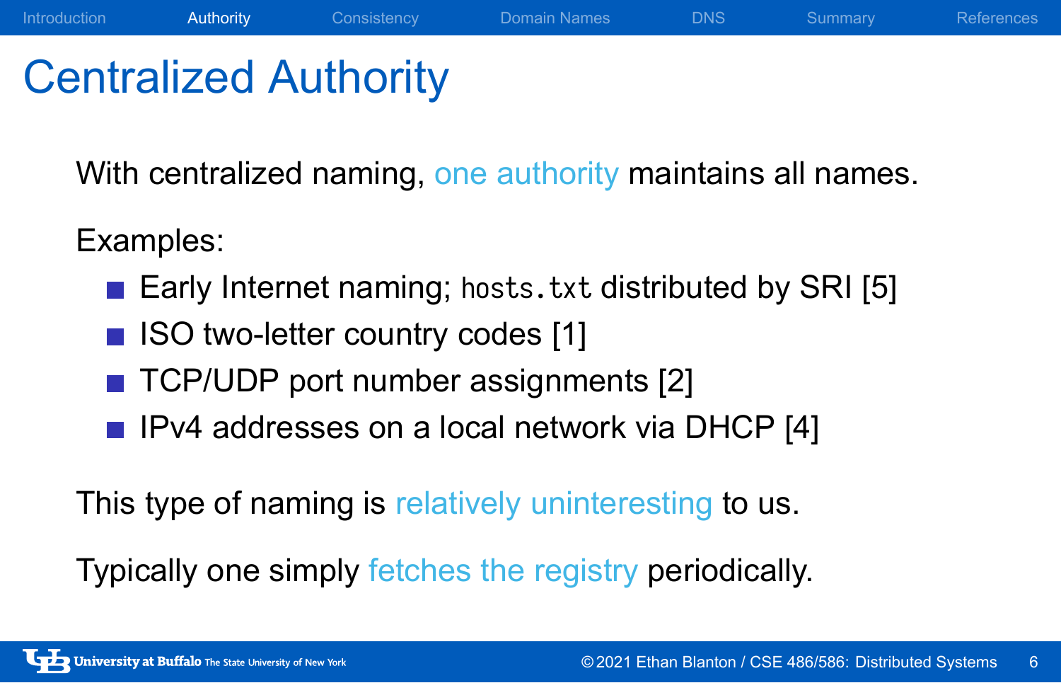# Centralized Authority

With centralized naming, one authority maintains all names.

Examples:

- Early Internet naming; `hosts.txt` distributed by SRI [5]
- ISO two-letter country codes [1]
- TCP/UDP port number assignments [2]
- IPv4 addresses on a local network via DHCP [4]

This type of naming is relatively uninteresting to us.

Typically one simply fetches the registry periodically.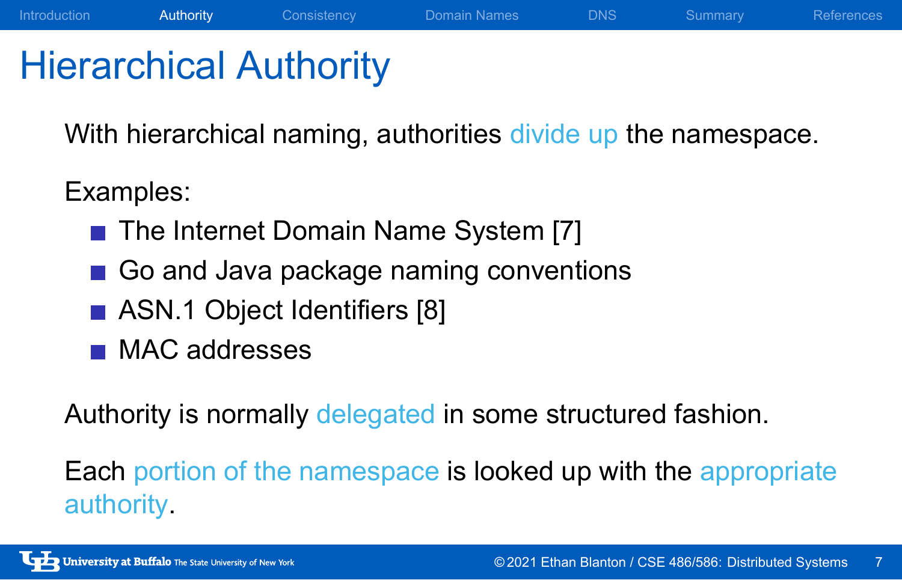# Hierarchical Authority

With hierarchical naming, authorities divide up the namespace.

Examples:

- The Internet Domain Name System [7]
- Go and Java package naming conventions
- ASN.1 Object Identifiers [8]
- MAC addresses

Authority is normally delegated in some structured fashion.

Each portion of the namespace is looked up with the appropriate authority.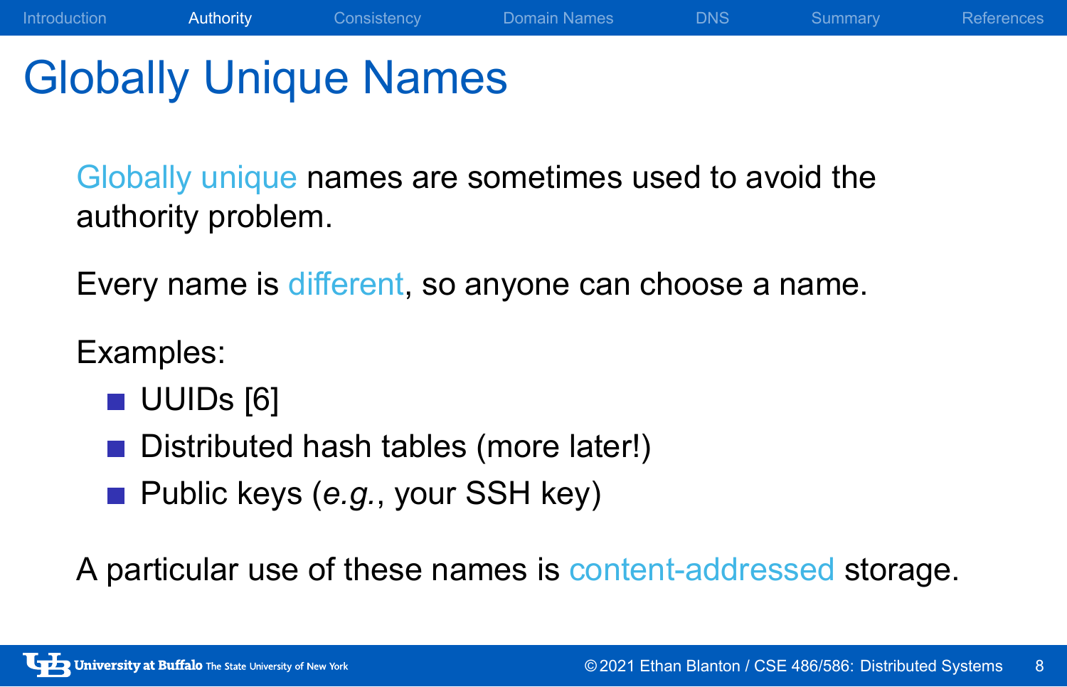# Globally Unique Names

Globally unique names are sometimes used to avoid the authority problem.

Every name is different, so anyone can choose a name.

Examples:

- UUIDs [6]
- Distributed hash tables (more later!)
- Public keys (*e.g.*, your SSH key)

A particular use of these names is content-addressed storage.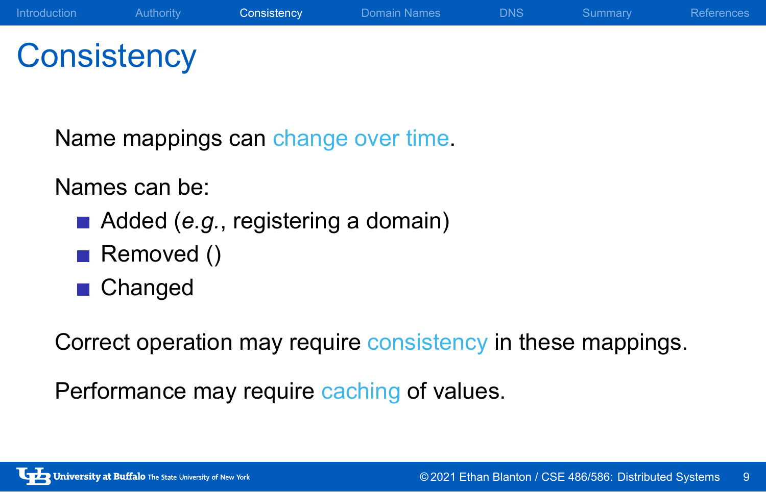# Consistency

Name mappings can change over time.

Names can be:

- Added (*e.g.*, registering a domain)
- Removed ()
- Changed

Correct operation may require consistency in these mappings.

Performance may require caching of values.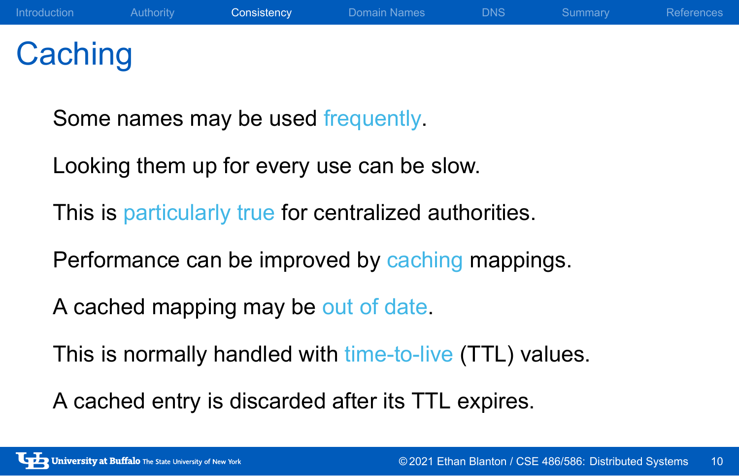# Caching

Some names may be used frequently.

Looking them up for every use can be slow.

This is particularly true for centralized authorities.

Performance can be improved by caching mappings.

A cached mapping may be out of date.

This is normally handled with time-to-live (TTL) values.

A cached entry is discarded after its TTL expires.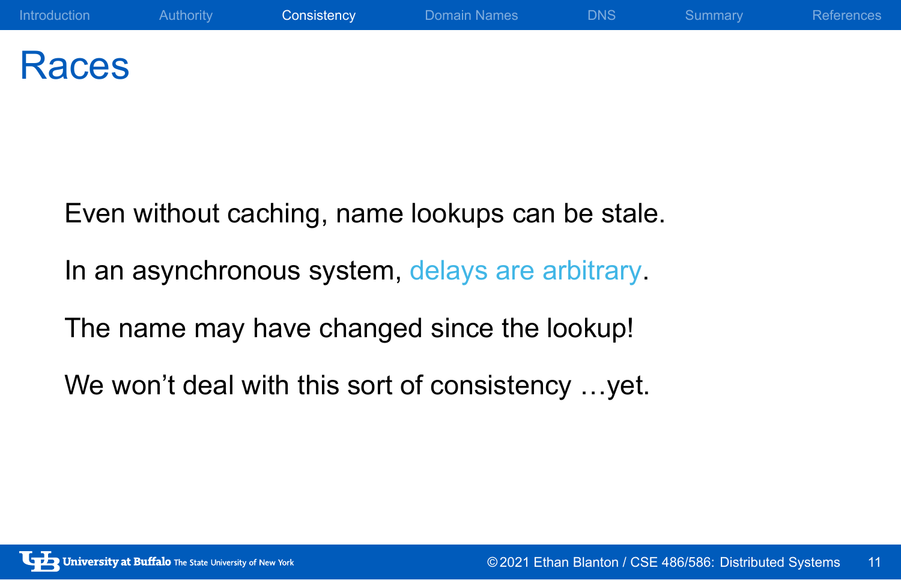# Races

Even without caching, name lookups can be stale.

In an asynchronous system, delays are arbitrary.

The name may have changed since the lookup!

We won't deal with this sort of consistency …yet.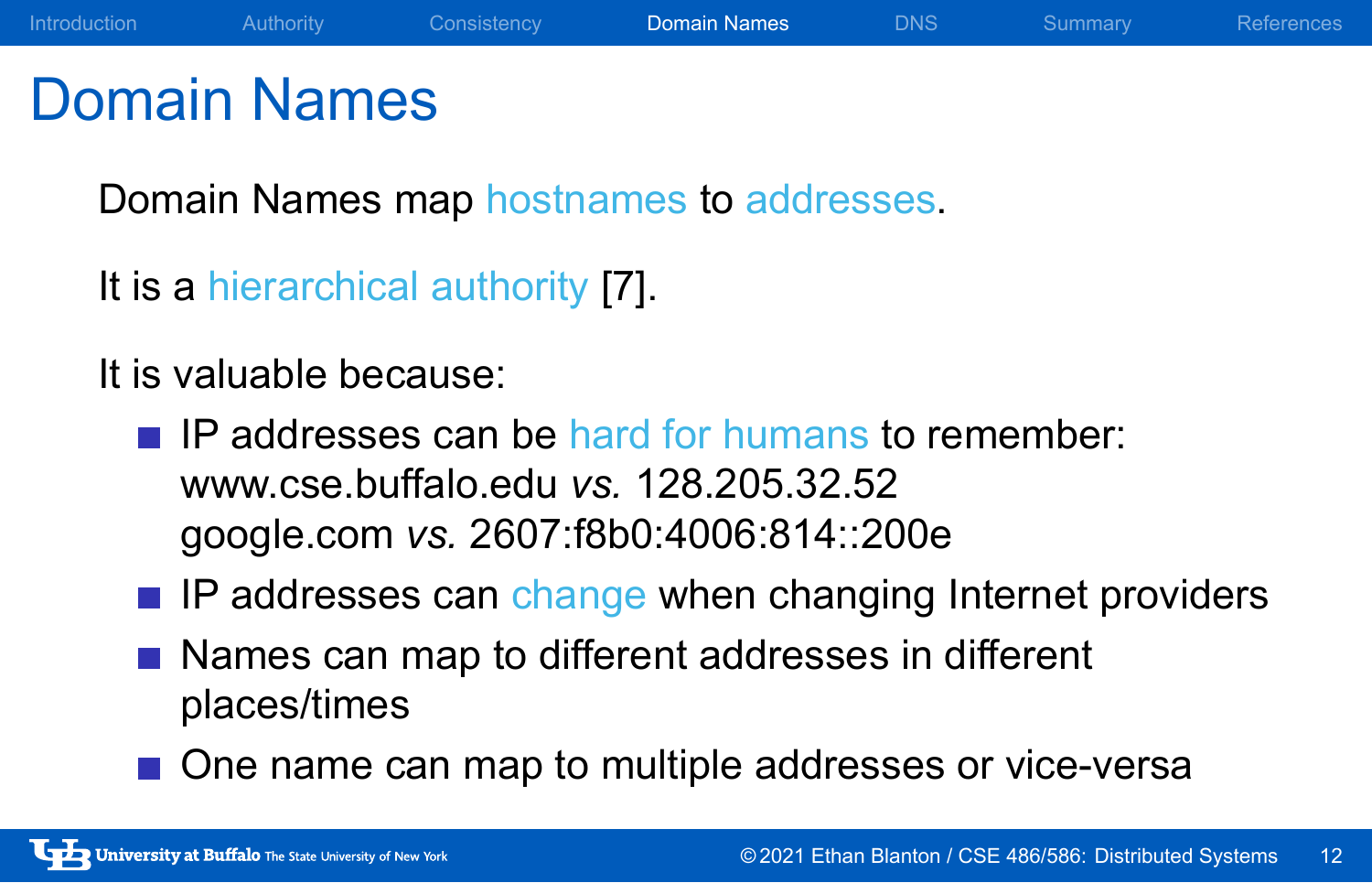# Domain Names

Domain Names map hostnames to addresses.

It is a hierarchical authority [7].

It is valuable because:

- IP addresses can be hard for humans to remember:
  www.cse.buffalo.edu *vs.* 128.205.32.52
  google.com *vs.* 2607:f8b0:4006:814::200e
- IP addresses can change when changing Internet providers
- Names can map to different addresses in different places/times
- One name can map to multiple addresses or vice-versa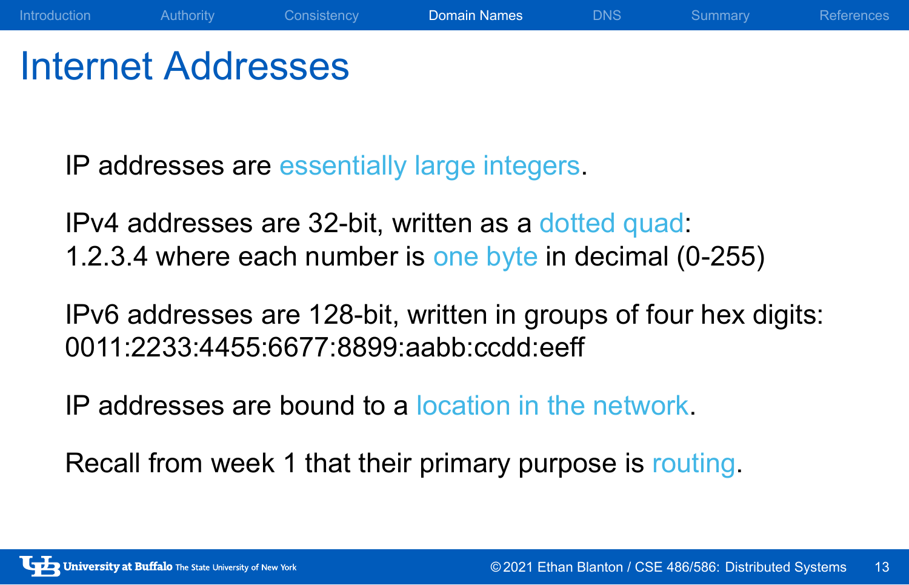# Internet Addresses

IP addresses are essentially large integers.

IPv4 addresses are 32-bit, written as a dotted quad:
1.2.3.4 where each number is one byte in decimal (0-255)

IPv6 addresses are 128-bit, written in groups of four hex digits:
0011:2233:4455:6677:8899:aabb:ccdd:eeff

IP addresses are bound to a location in the network.

Recall from week 1 that their primary purpose is routing.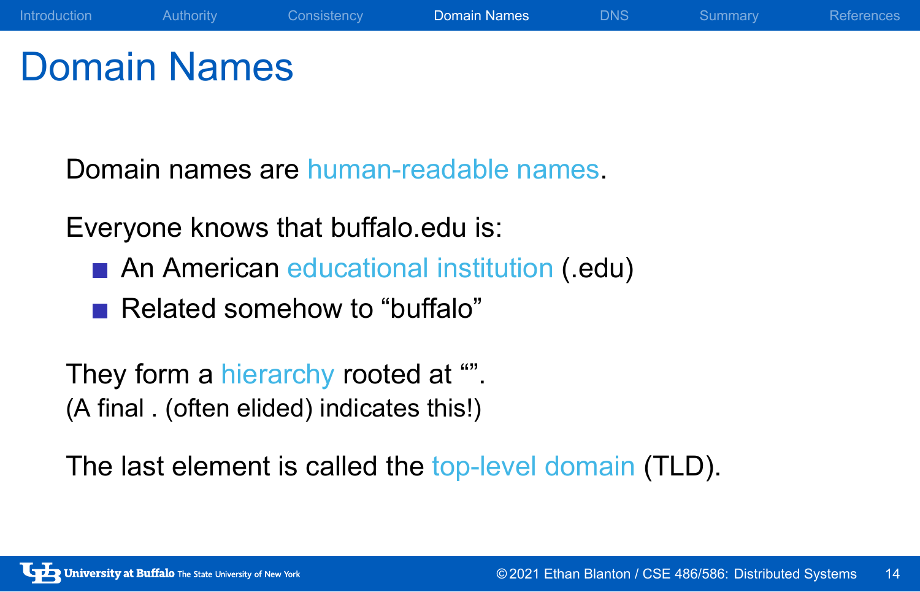# Domain Names

Domain names are human-readable names.

Everyone knows that buffalo.edu is:

- An American educational institution (.edu)
- Related somehow to “buffalo”

They form a hierarchy rooted at “”.
(A final . (often elided) indicates this!)

The last element is called the top-level domain (TLD).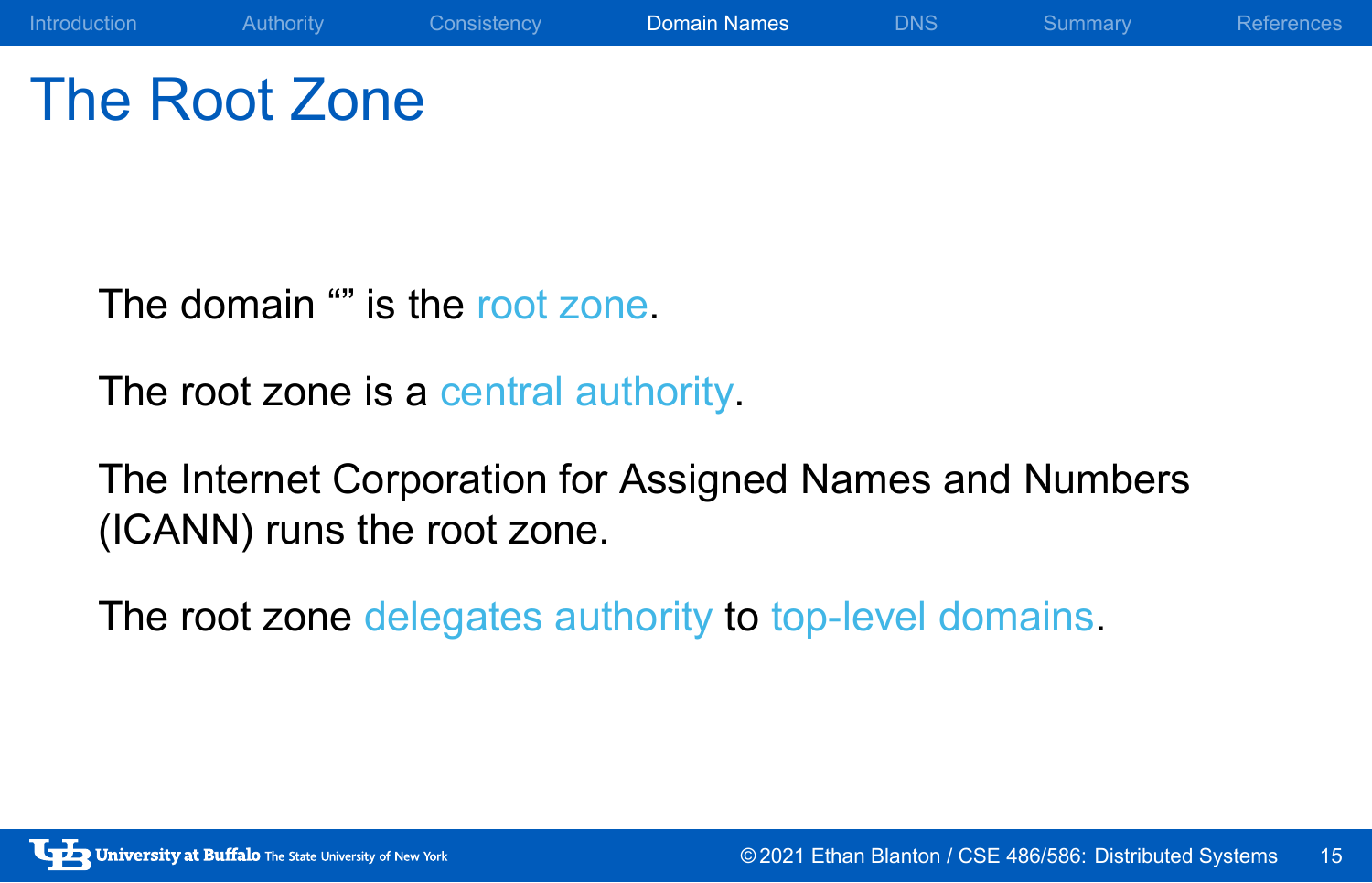# The Root Zone

The domain “” is the root zone.

The root zone is a central authority.

The Internet Corporation for Assigned Names and Numbers (ICANN) runs the root zone.

The root zone delegates authority to top-level domains.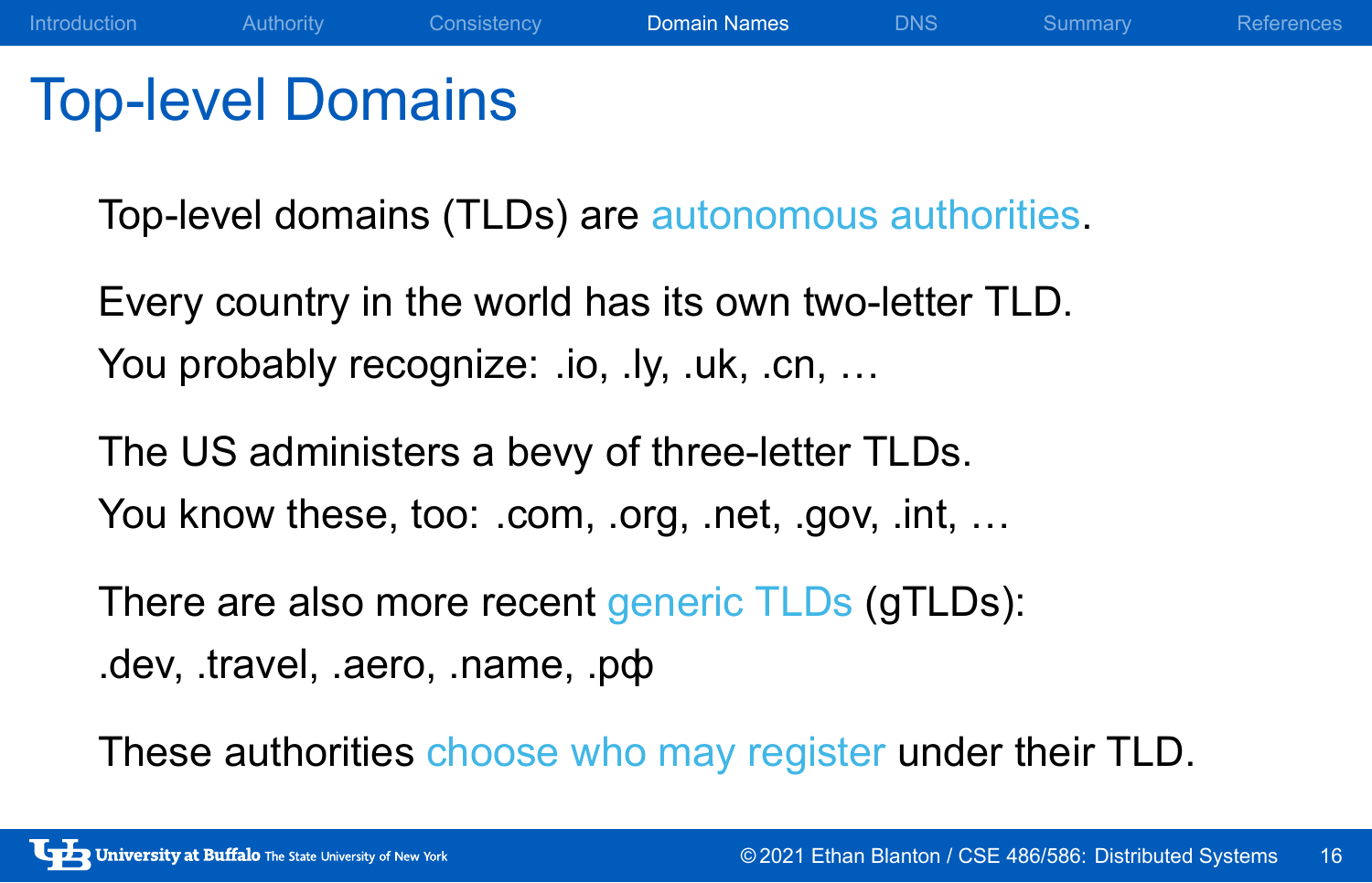# Top-level Domains

Top-level domains (TLDs) are autonomous authorities.

Every country in the world has its own two-letter TLD.
You probably recognize: .io, .ly, .uk, .cn, …

The US administers a bevy of three-letter TLDs.
You know these, too: .com, .org, .net, .gov, .int, …

There are also more recent generic TLDs (gTLDs):
.dev, .travel, .aero, .name, .рф

These authorities choose who may register under their TLD.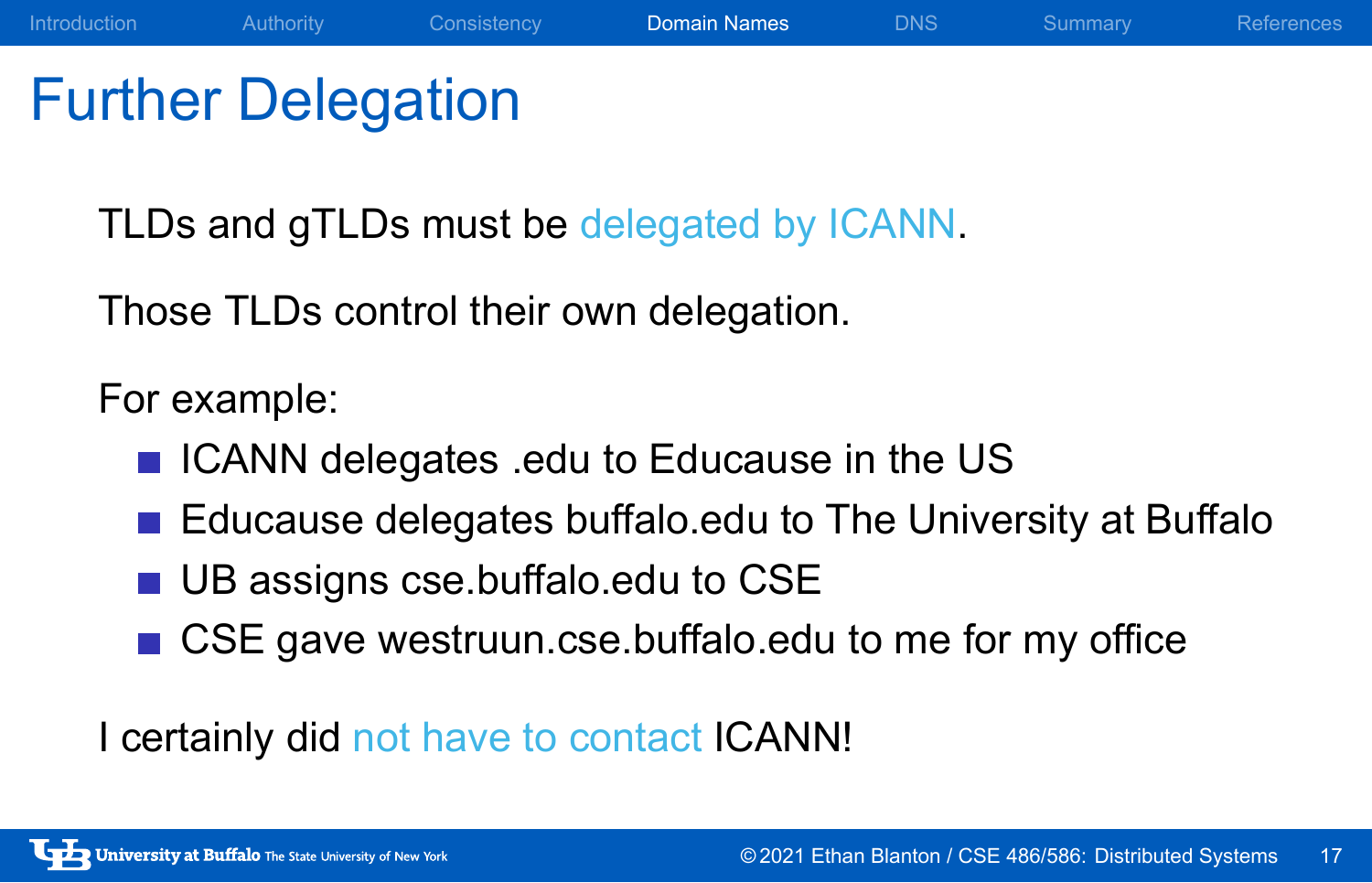# Further Delegation

TLDs and gTLDs must be delegated by ICANN.

Those TLDs control their own delegation.

For example:

- ICANN delegates .edu to Educause in the US
- Educause delegates buffalo.edu to The University at Buffalo
- UB assigns cse.buffalo.edu to CSE
- CSE gave westruun.cse.buffalo.edu to me for my office

I certainly did not have to contact ICANN!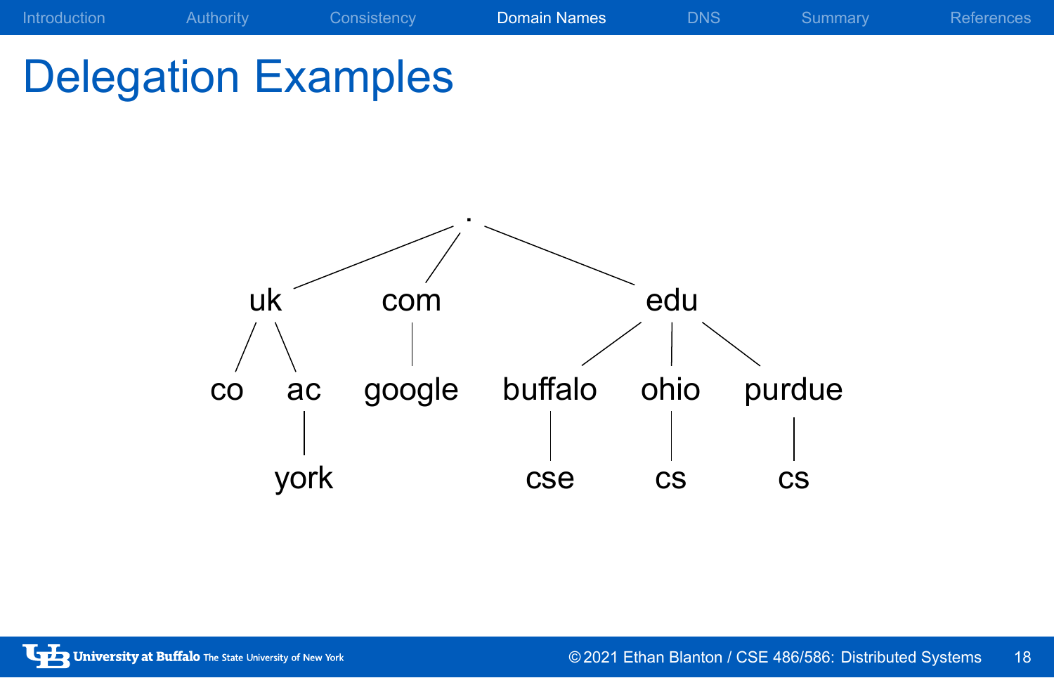# Delegation Examples

```
                          .
          /               |                \
        uk               com               edu
       /  \               |             /   |    \
     co    ac           google     buffalo ohio  purdue
           |                          |     |      |
          york                       cse    cs     cs
```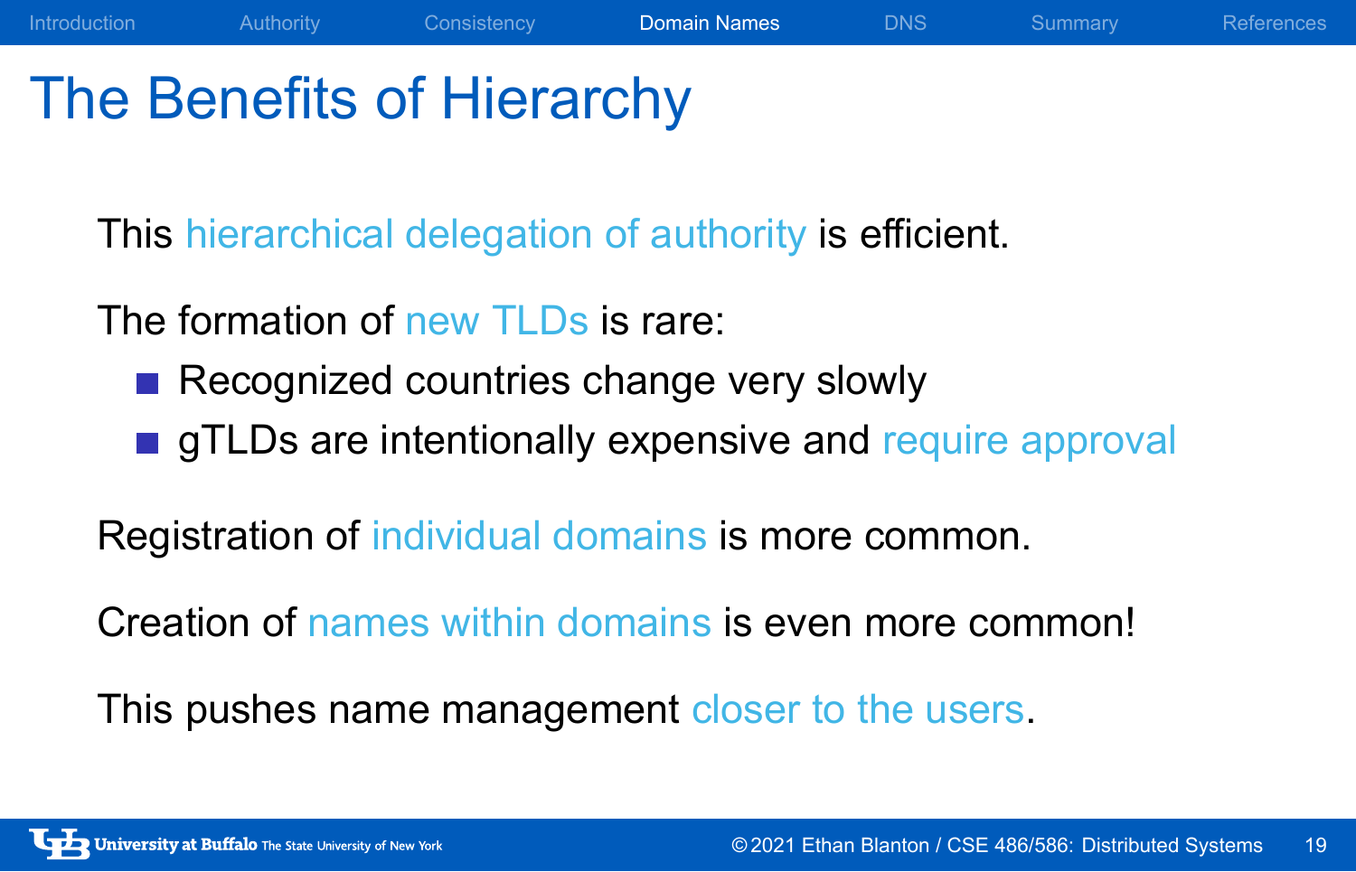# The Benefits of Hierarchy

This hierarchical delegation of authority is efficient.

The formation of new TLDs is rare:

- Recognized countries change very slowly
- gTLDs are intentionally expensive and require approval

Registration of individual domains is more common.

Creation of names within domains is even more common!

This pushes name management closer to the users.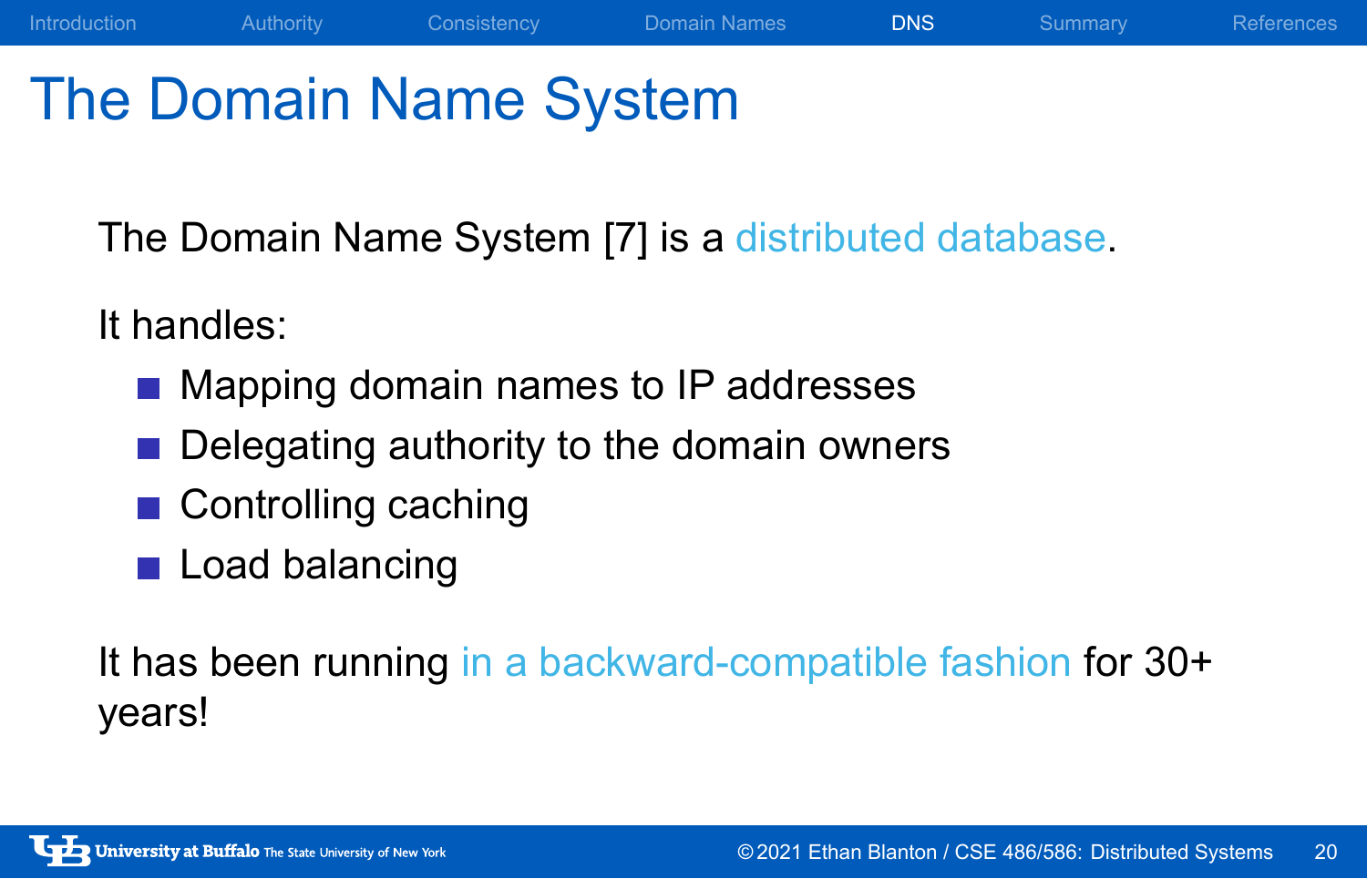# The Domain Name System

The Domain Name System [7] is a distributed database.

It handles:

- Mapping domain names to IP addresses
- Delegating authority to the domain owners
- Controlling caching
- Load balancing

It has been running in a backward-compatible fashion for 30+ years!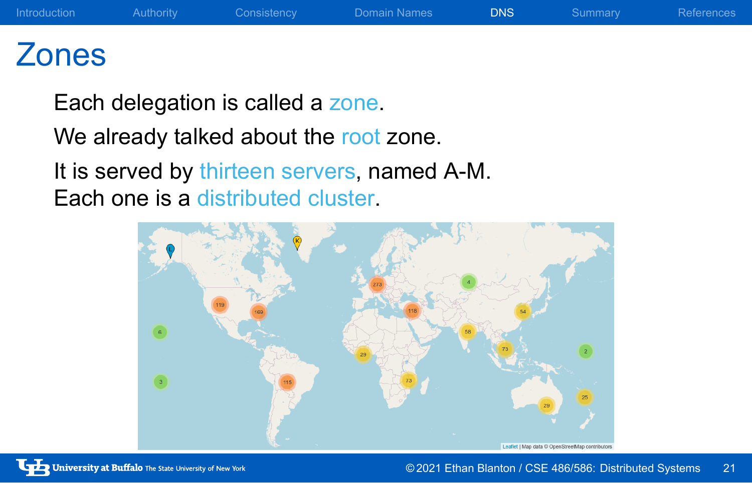# Zones

Each delegation is called a zone.

We already talked about the root zone.

It is served by thirteen servers, named A-M.
Each one is a distributed cluster.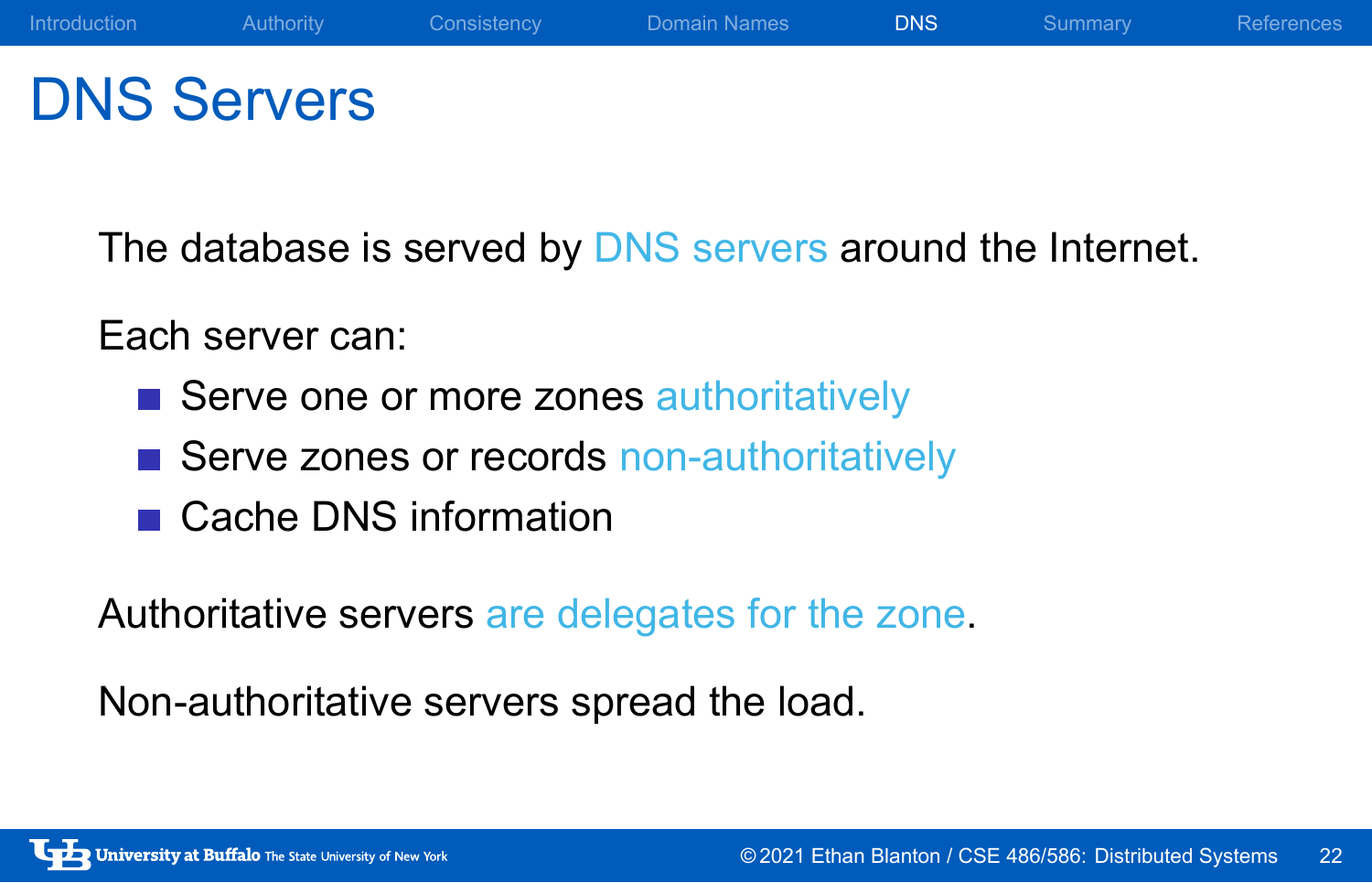# DNS Servers

The database is served by DNS servers around the Internet.

Each server can:

- Serve one or more zones authoritatively
- Serve zones or records non-authoritatively
- Cache DNS information

Authoritative servers are delegates for the zone.

Non-authoritative servers spread the load.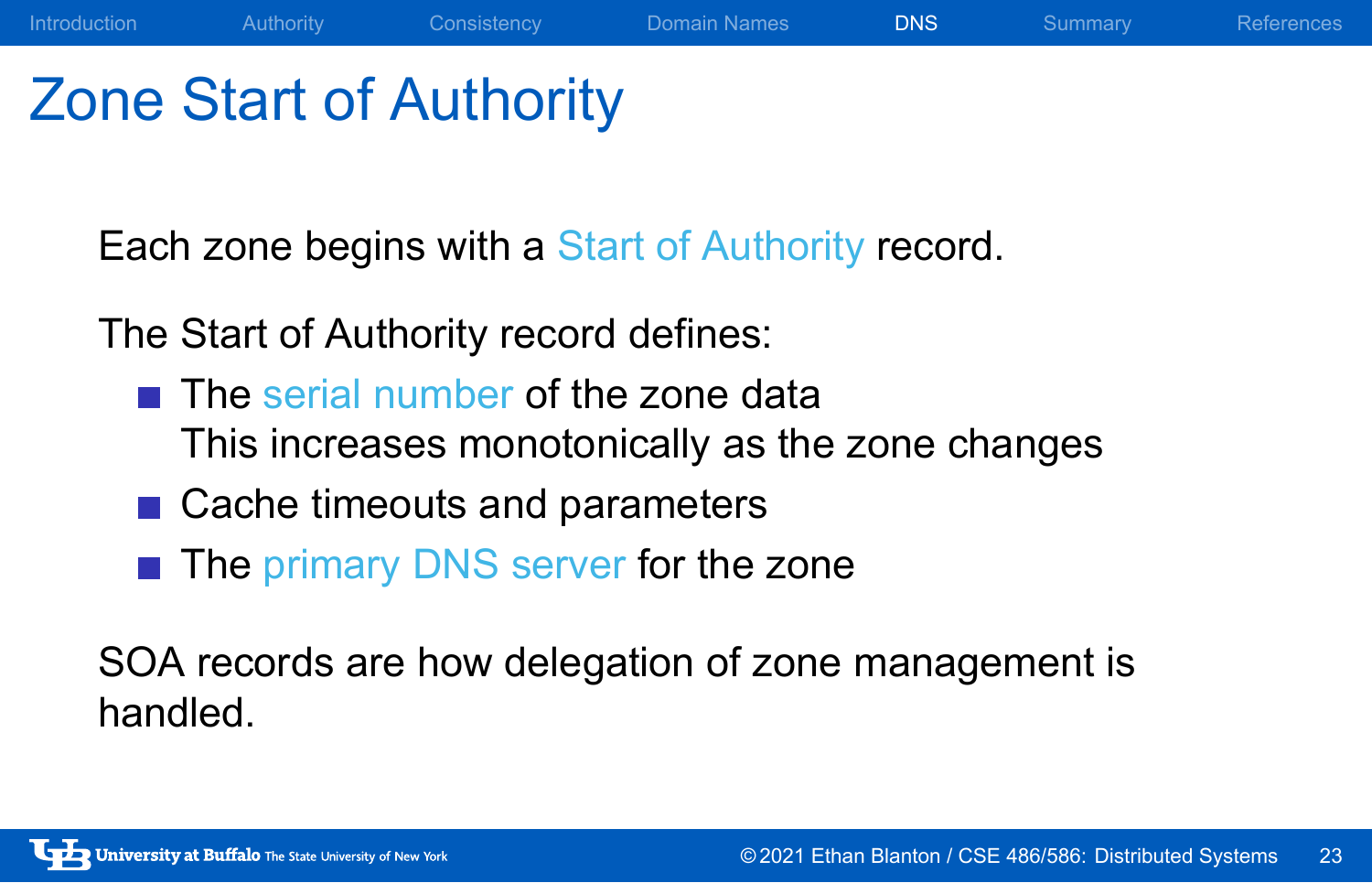# Zone Start of Authority

Each zone begins with a Start of Authority record.

The Start of Authority record defines:

- The serial number of the zone data
  This increases monotonically as the zone changes
- Cache timeouts and parameters
- The primary DNS server for the zone

SOA records are how delegation of zone management is handled.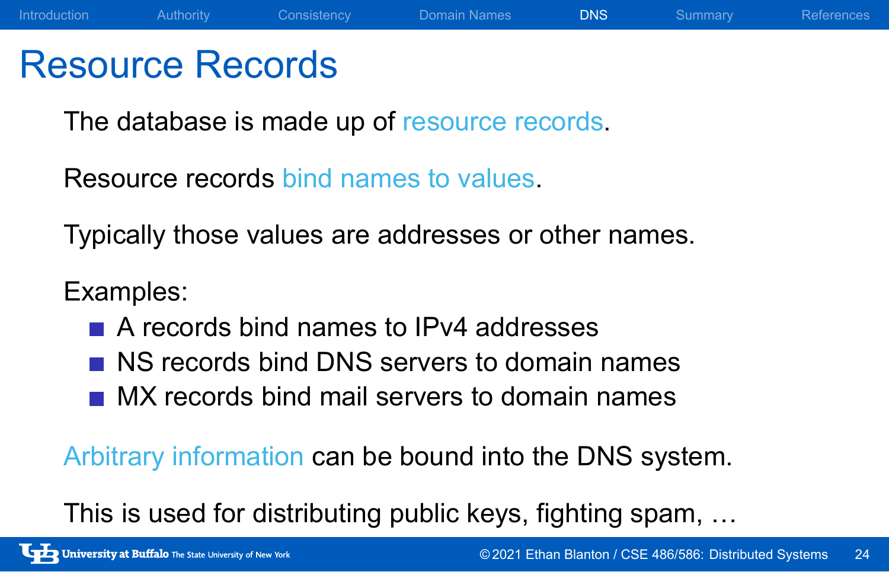# Resource Records

The database is made up of resource records.

Resource records bind names to values.

Typically those values are addresses or other names.

Examples:

- A records bind names to IPv4 addresses
- NS records bind DNS servers to domain names
- MX records bind mail servers to domain names

Arbitrary information can be bound into the DNS system.

This is used for distributing public keys, fighting spam, …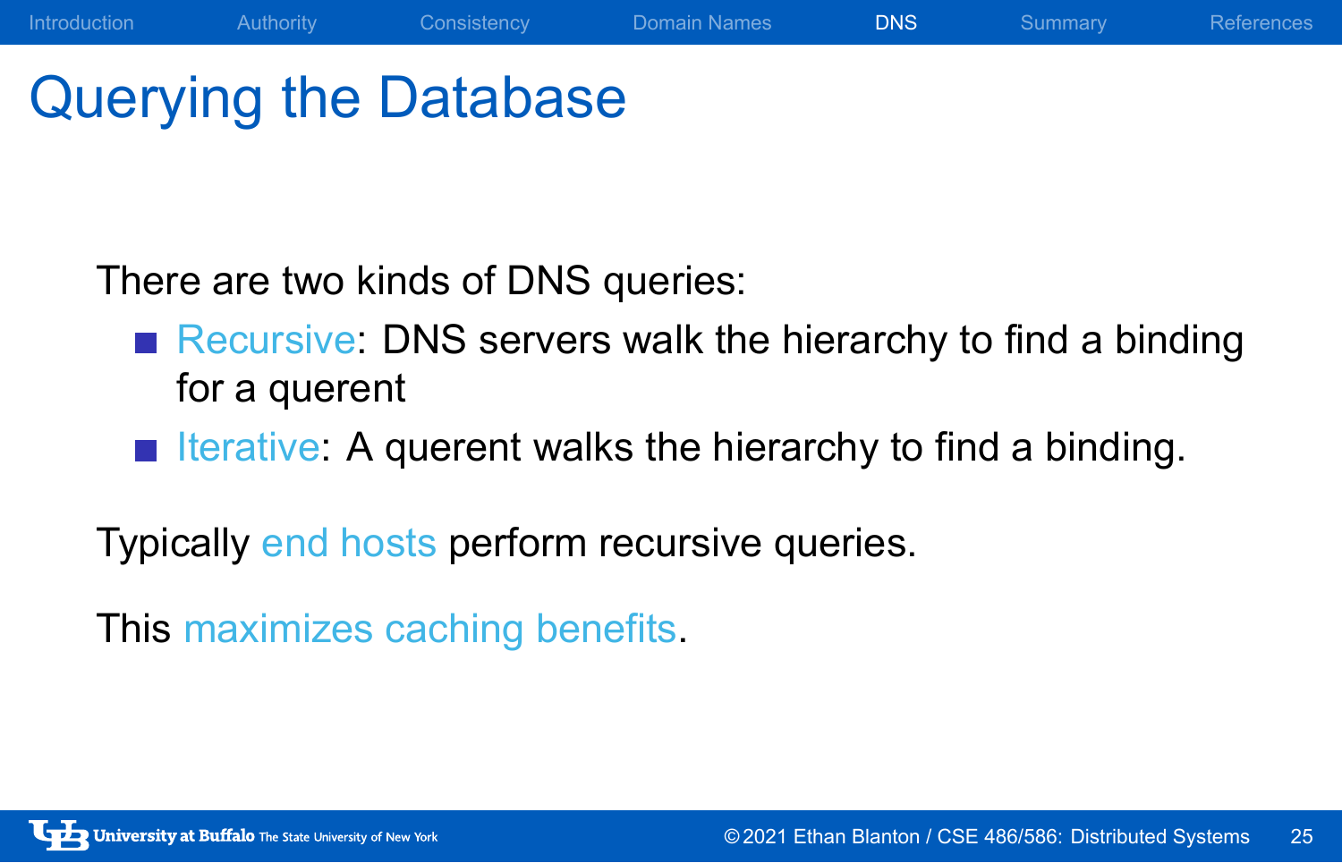# Querying the Database

There are two kinds of DNS queries:

- Recursive: DNS servers walk the hierarchy to find a binding for a querent
- Iterative: A querent walks the hierarchy to find a binding.

Typically end hosts perform recursive queries.

This maximizes caching benefits.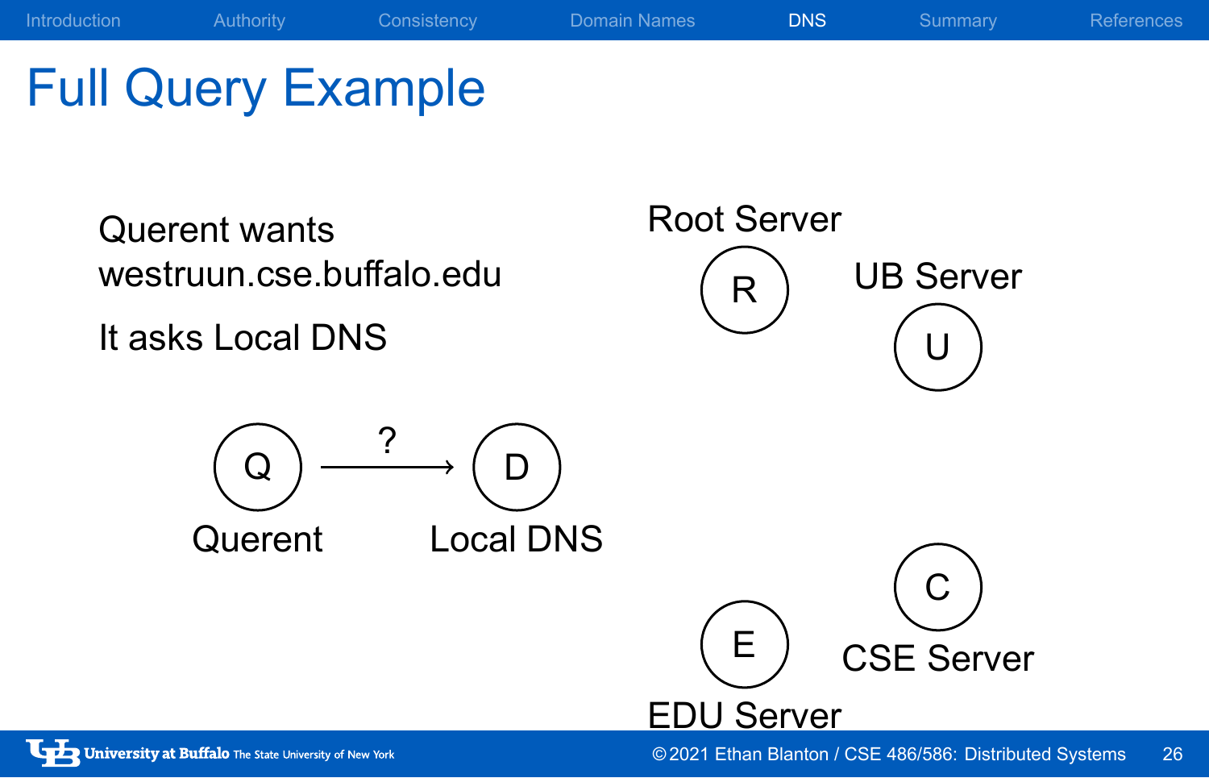# Full Query Example

Querent wants westruun.cse.buffalo.edu

It asks Local DNS

Q —?→ D

Querent　　Local DNS

Root Server (R)

UB Server (U)

EDU Server (E)

CSE Server (C)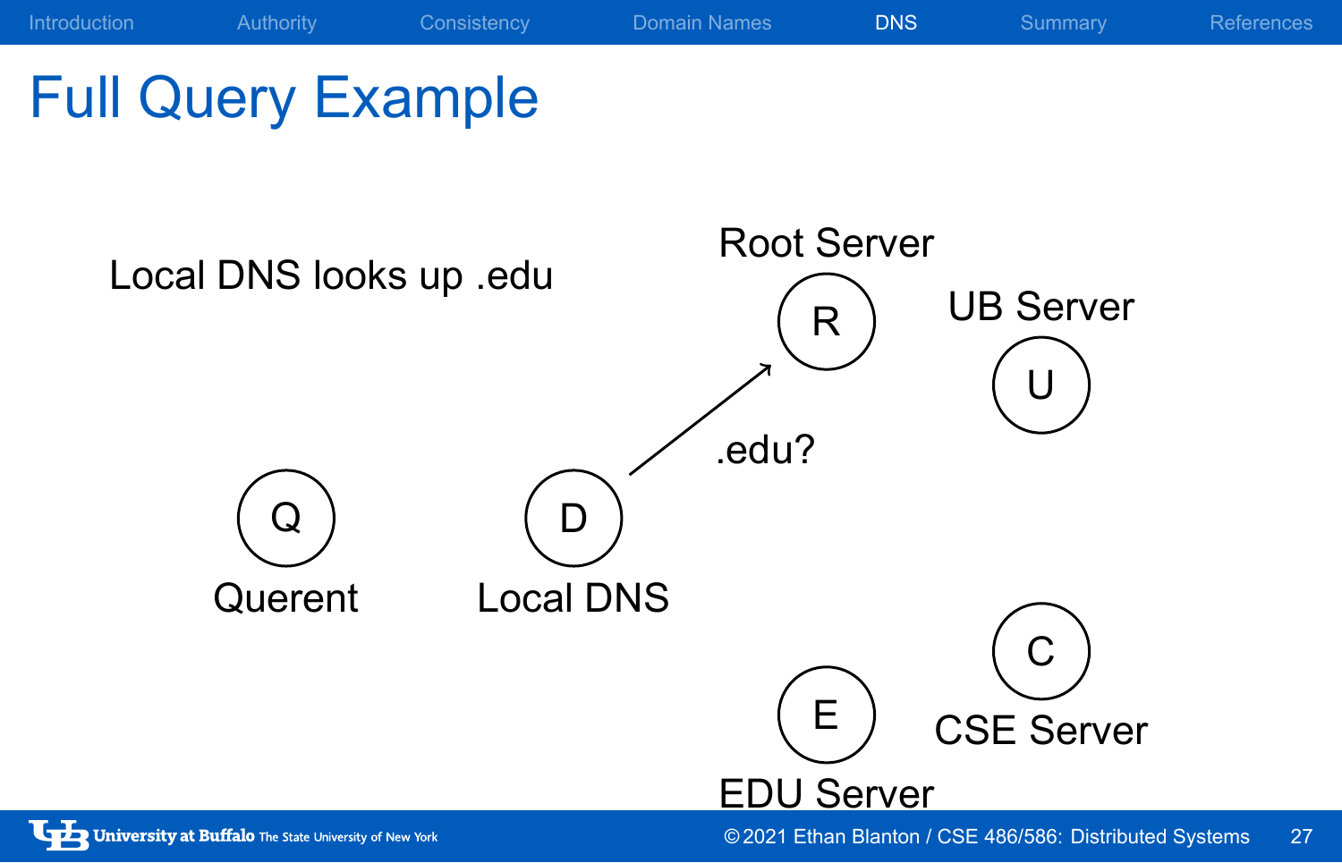# Full Query Example

Local DNS looks up .edu

Root Server

R

UB Server

U

.edu?

Q

Querent

D

Local DNS

C

E

CSE Server

EDU Server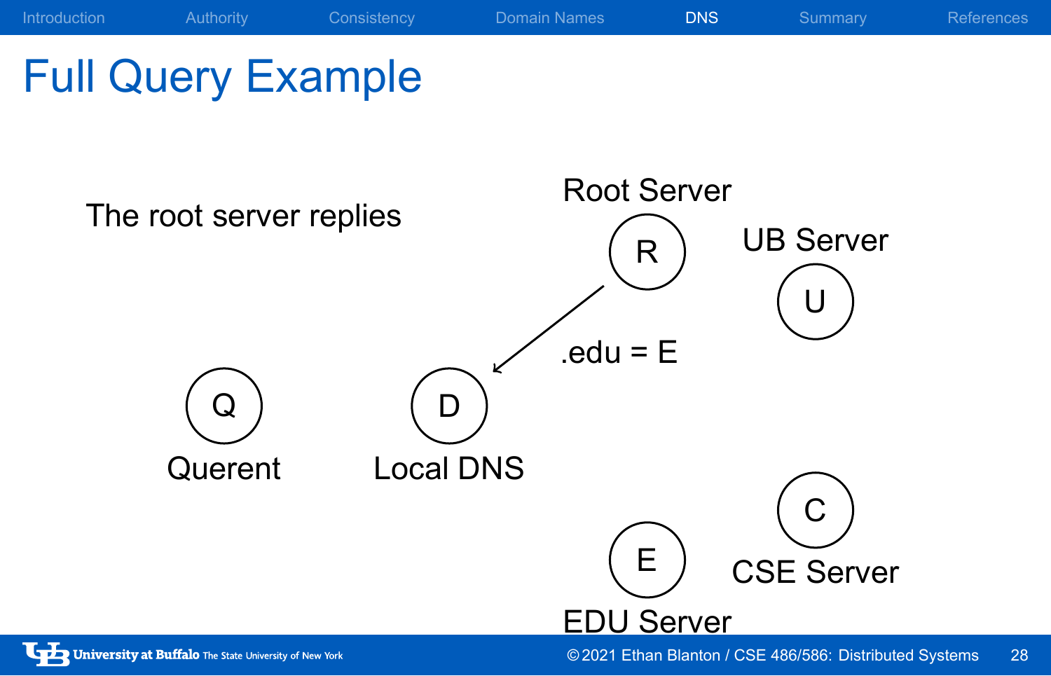# Full Query Example

The root server replies

Root Server

R

UB Server

U

.edu = E

Q

Querent

D

Local DNS

C

E

CSE Server

EDU Server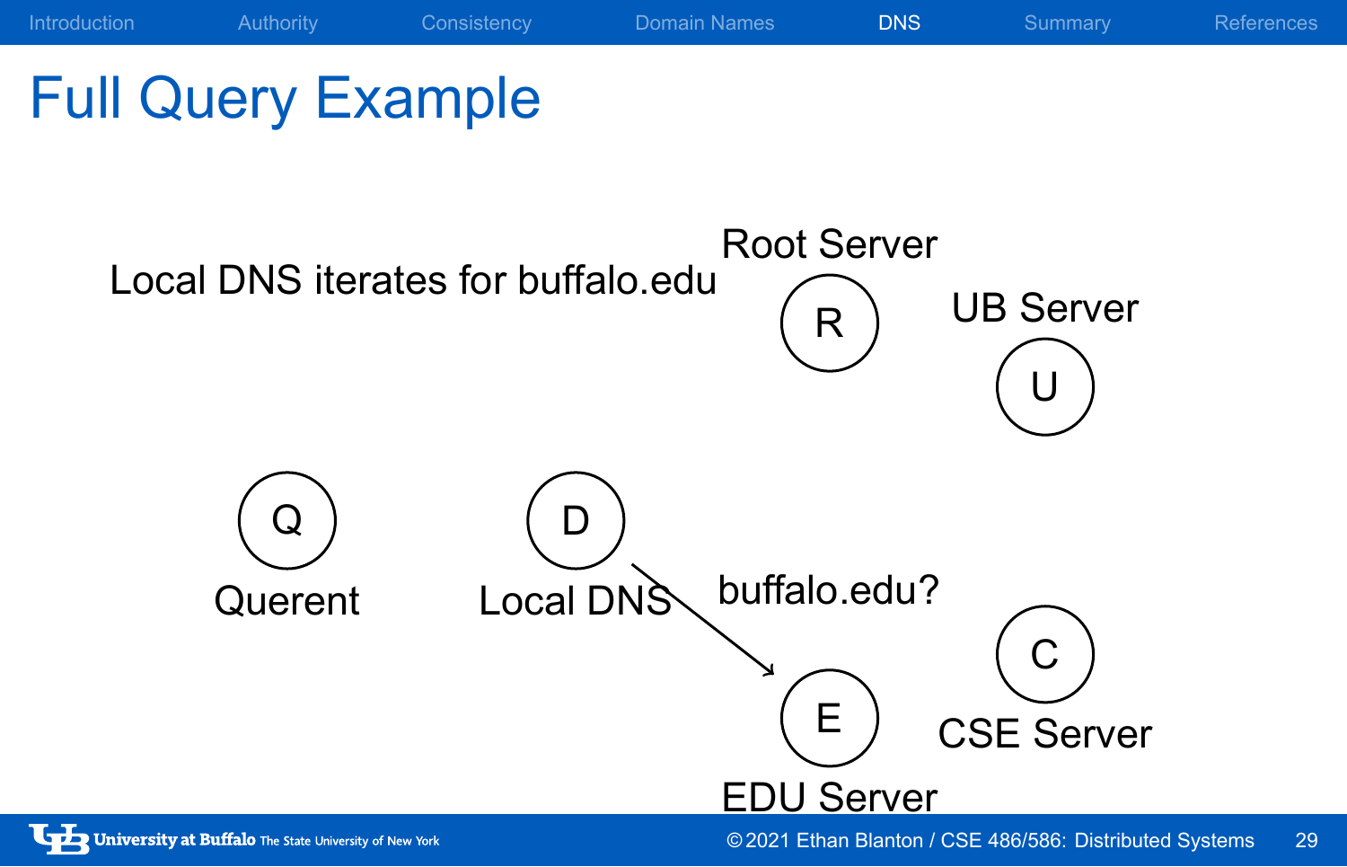# Full Query Example

Local DNS iterates for buffalo.edu

Root Server

R

UB Server

U

Q

Querent

D

Local DNS

buffalo.edu?

C

CSE Server

E

EDU Server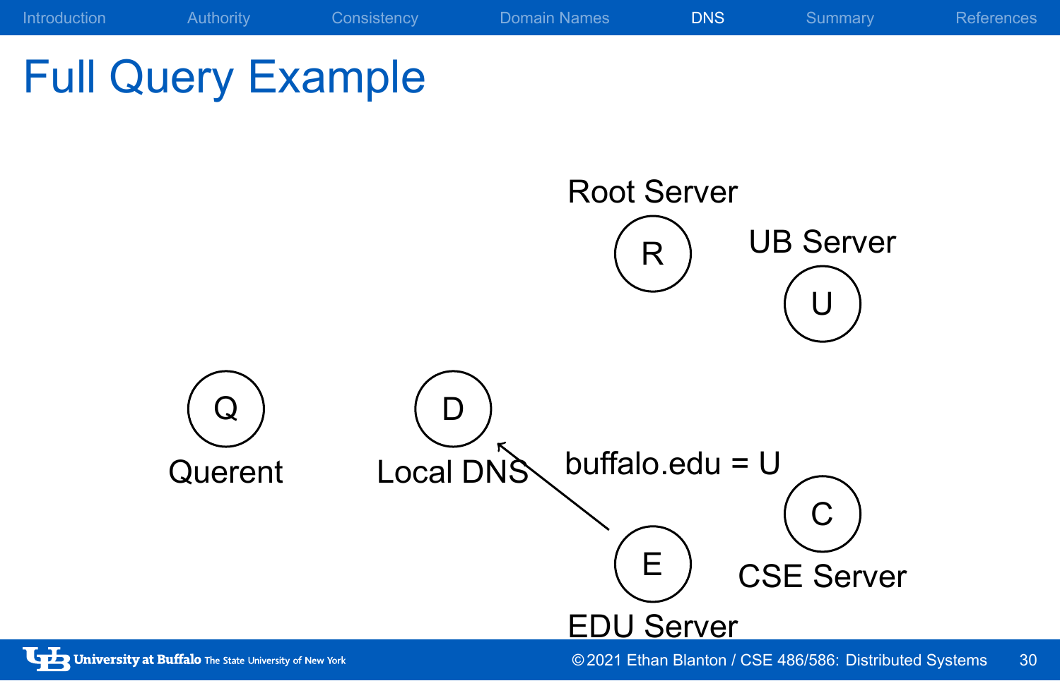# Full Query Example

Root Server

R

UB Server

U

Q

Querent

D

Local DNS

buffalo.edu = U

C

E

CSE Server

EDU Server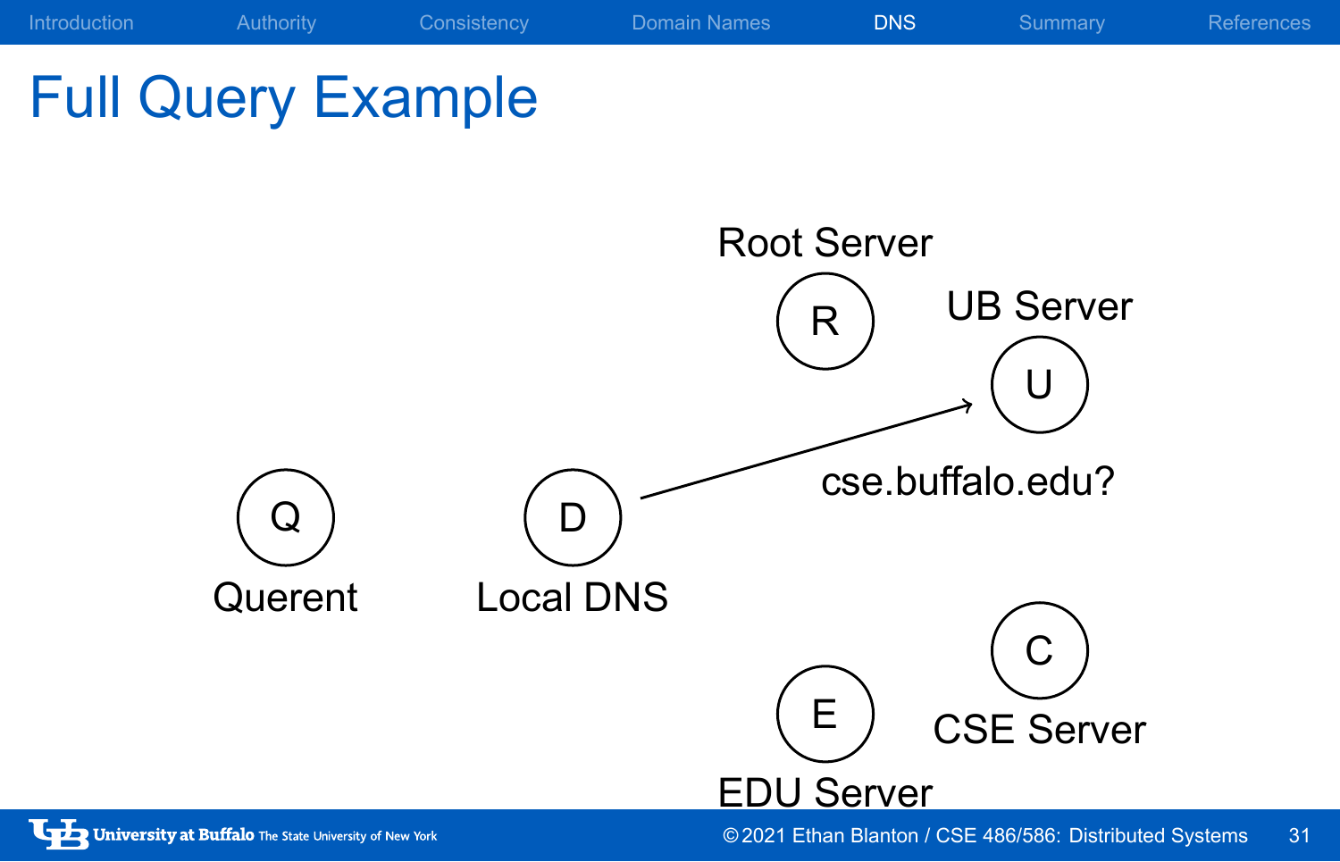# Full Query Example

Root Server

R

UB Server

U

cse.buffalo.edu?

Q

Querent

D

Local DNS

C

E

CSE Server

EDU Server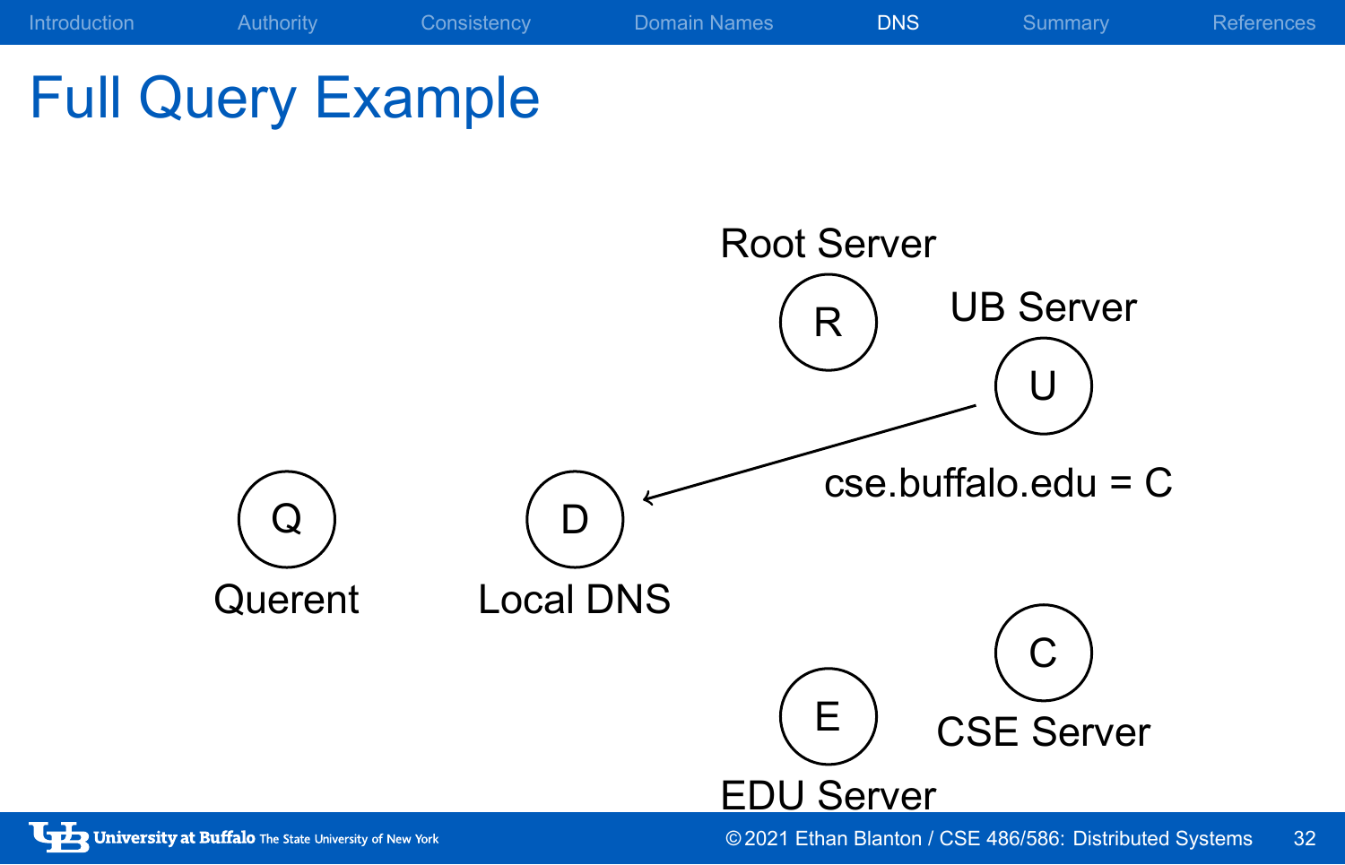# Full Query Example

Root Server

R

UB Server

U

cse.buffalo.edu = C

Q

Querent

D

Local DNS

C

E

CSE Server

EDU Server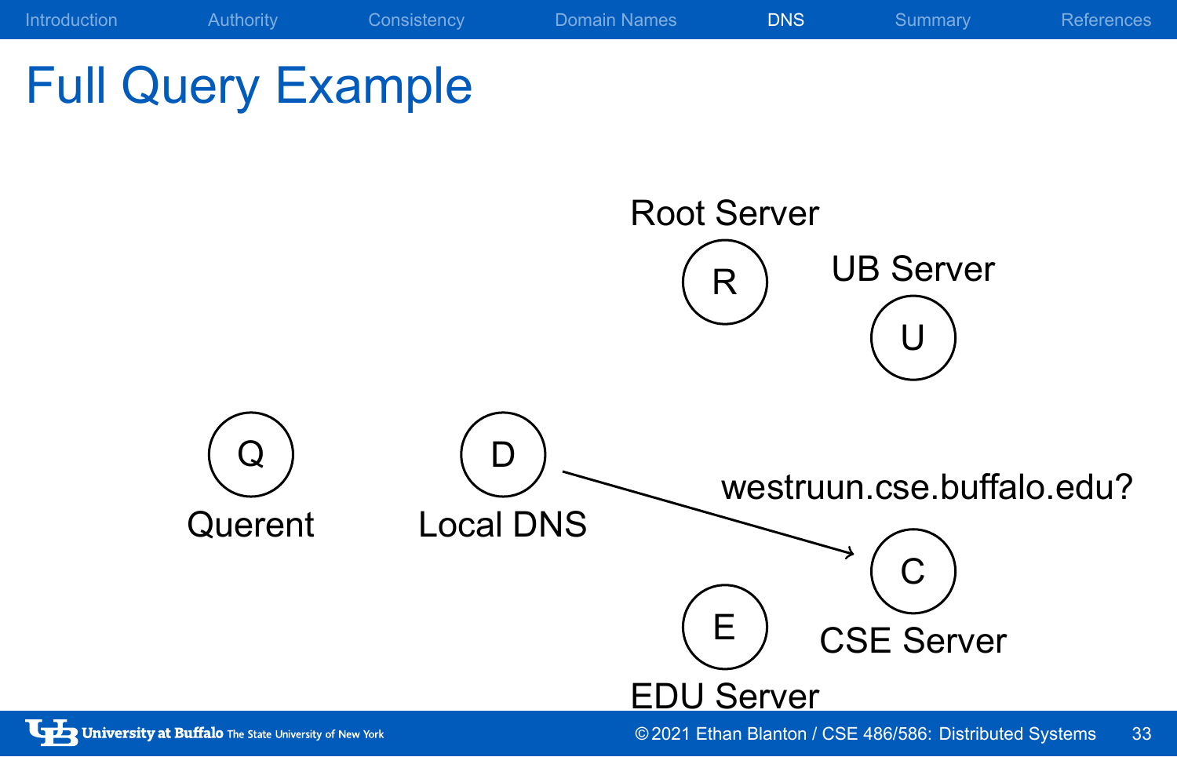# Full Query Example

Root Server

R

UB Server

U

Q

Querent

D

Local DNS

westruun.cse.buffalo.edu?

C

CSE Server

E

EDU Server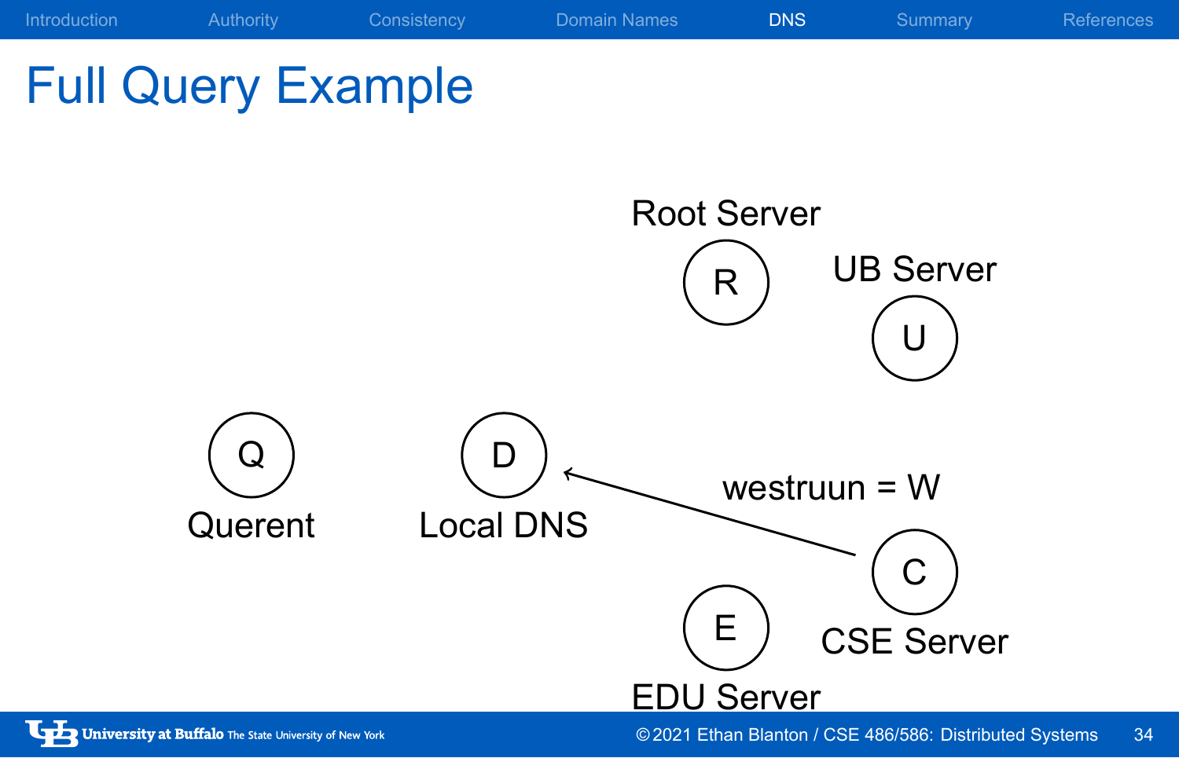# Full Query Example

Root Server

R

UB Server

U

Q

Querent

D

Local DNS

westruun = W

C

CSE Server

E

EDU Server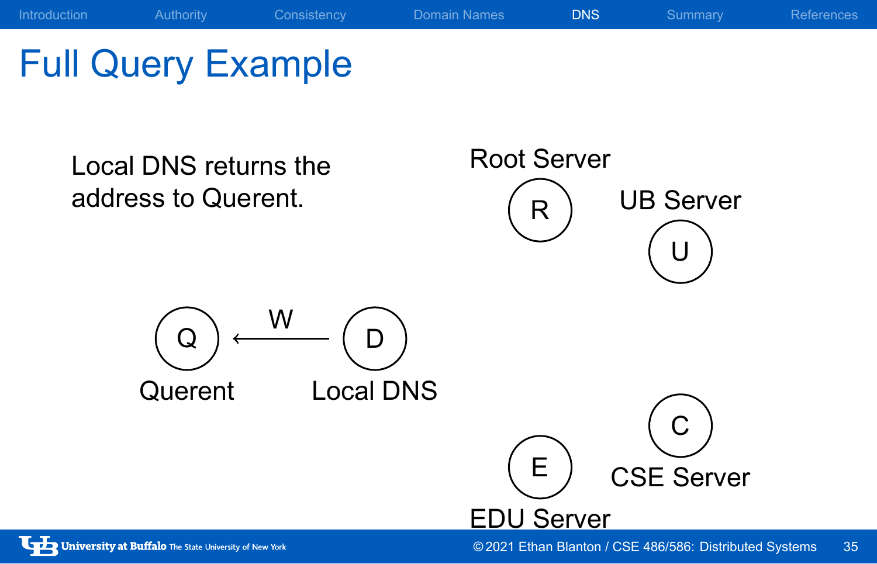# Full Query Example

Local DNS returns the address to Querent.

Root Server

R

UB Server

U

Q ← W — D

Querent

Local DNS

C

E

CSE Server

EDU Server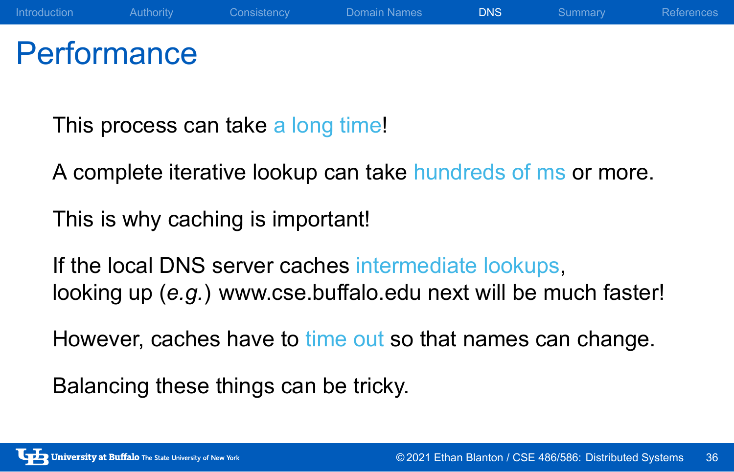# Performance

This process can take a long time!

A complete iterative lookup can take hundreds of ms or more.

This is why caching is important!

If the local DNS server caches intermediate lookups, looking up (*e.g.*) www.cse.buffalo.edu next will be much faster!

However, caches have to time out so that names can change.

Balancing these things can be tricky.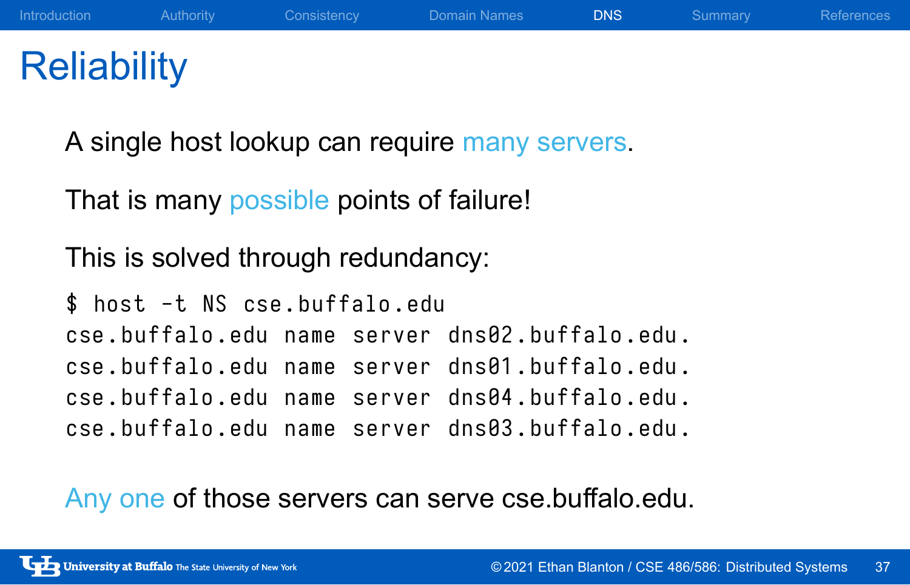# Reliability

A single host lookup can require many servers.

That is many possible points of failure!

This is solved through redundancy:

```
$ host -t NS cse.buffalo.edu
cse.buffalo.edu name server dns02.buffalo.edu.
cse.buffalo.edu name server dns01.buffalo.edu.
cse.buffalo.edu name server dns04.buffalo.edu.
cse.buffalo.edu name server dns03.buffalo.edu.
```

Any one of those servers can serve cse.buffalo.edu.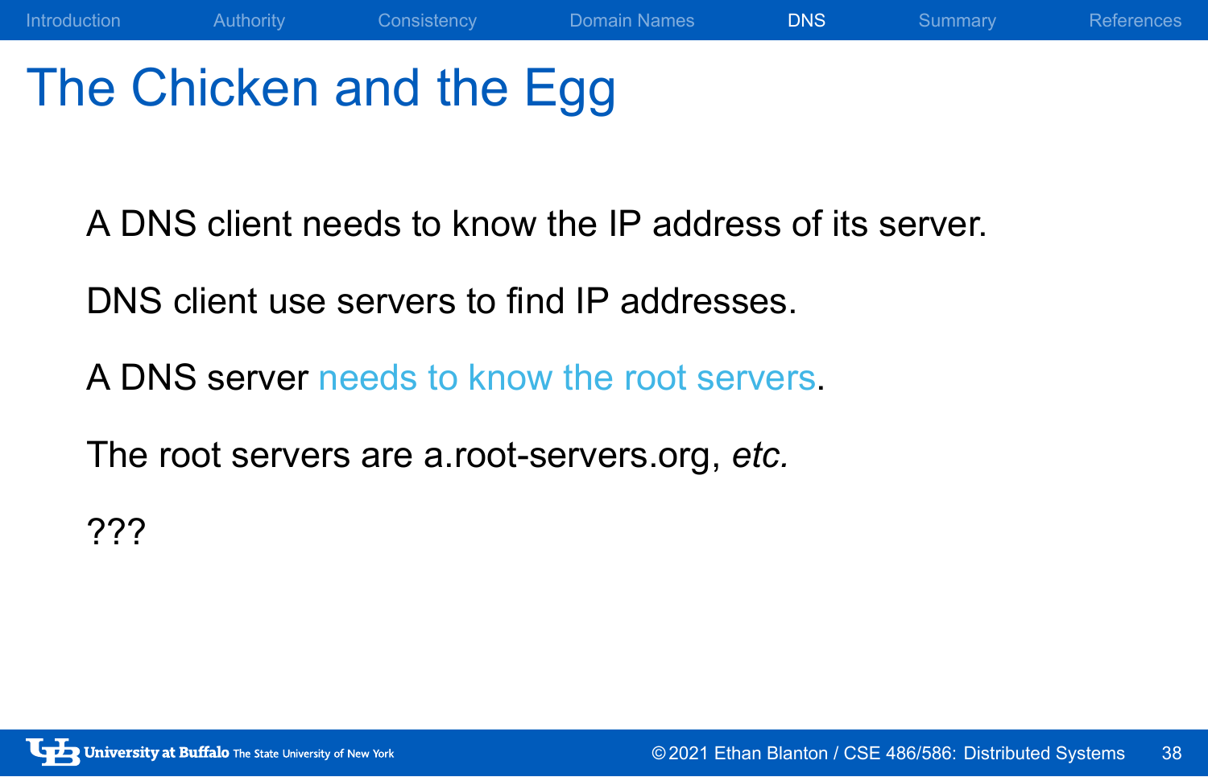# The Chicken and the Egg

A DNS client needs to know the IP address of its server.

DNS client use servers to find IP addresses.

A DNS server needs to know the root servers.

The root servers are a.root-servers.org, *etc.*

???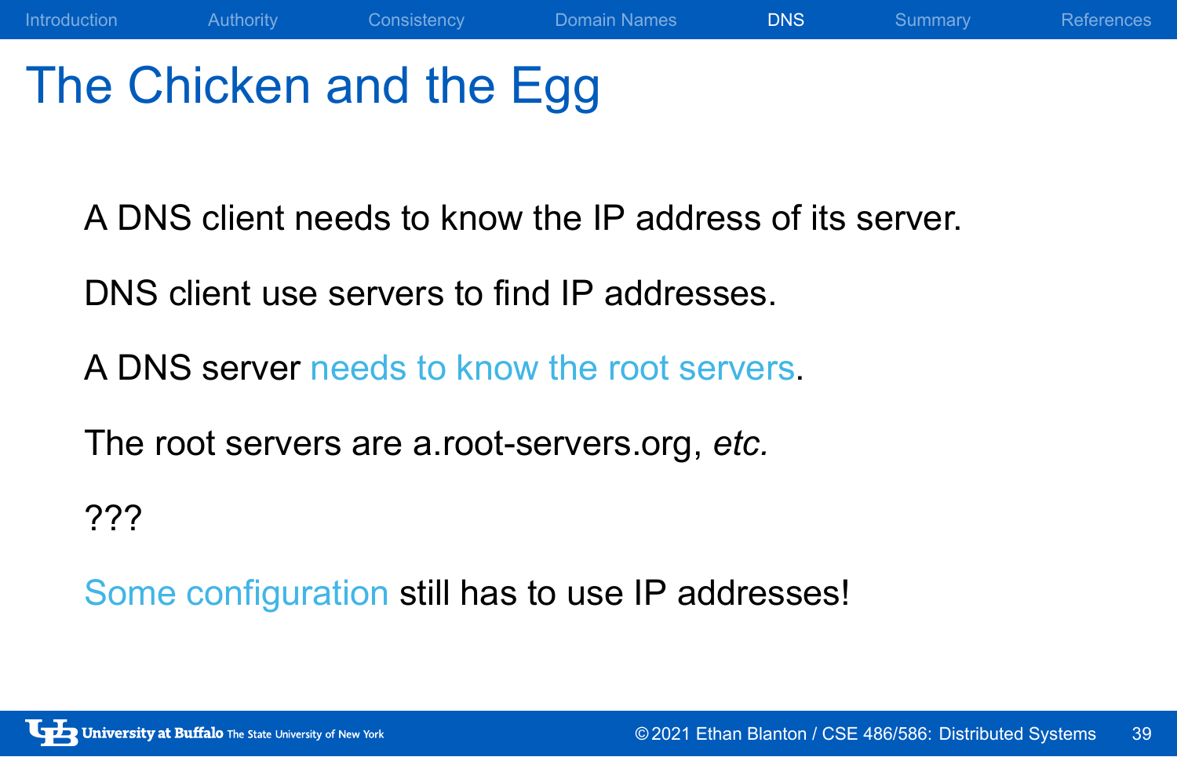# The Chicken and the Egg

A DNS client needs to know the IP address of its server.

DNS client use servers to find IP addresses.

A DNS server needs to know the root servers.

The root servers are a.root-servers.org, *etc.*

???

Some configuration still has to use IP addresses!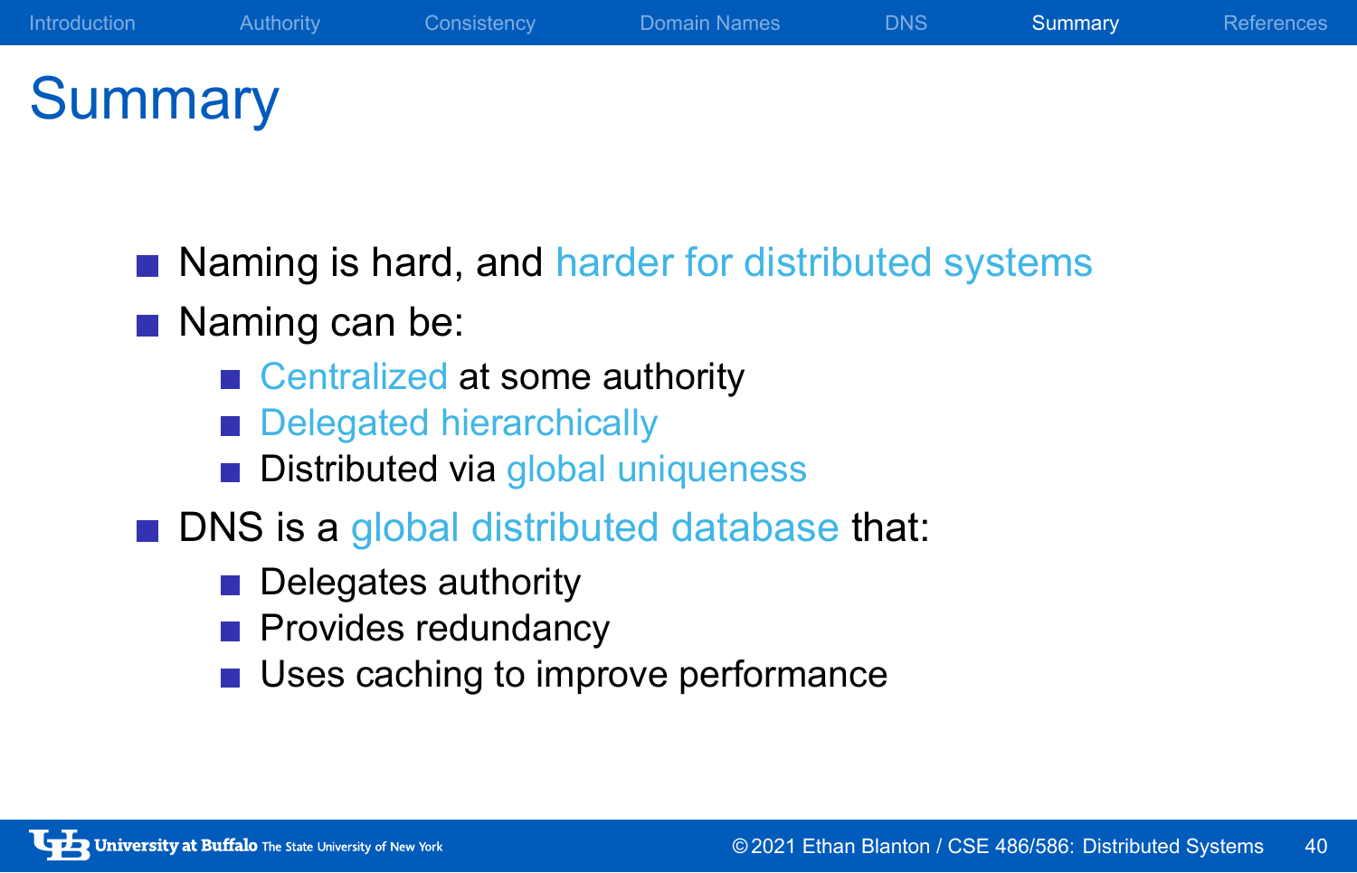# Summary

- Naming is hard, and harder for distributed systems
- Naming can be:
  - Centralized at some authority
  - Delegated hierarchically
  - Distributed via global uniqueness
- DNS is a global distributed database that:
  - Delegates authority
  - Provides redundancy
  - Uses caching to improve performance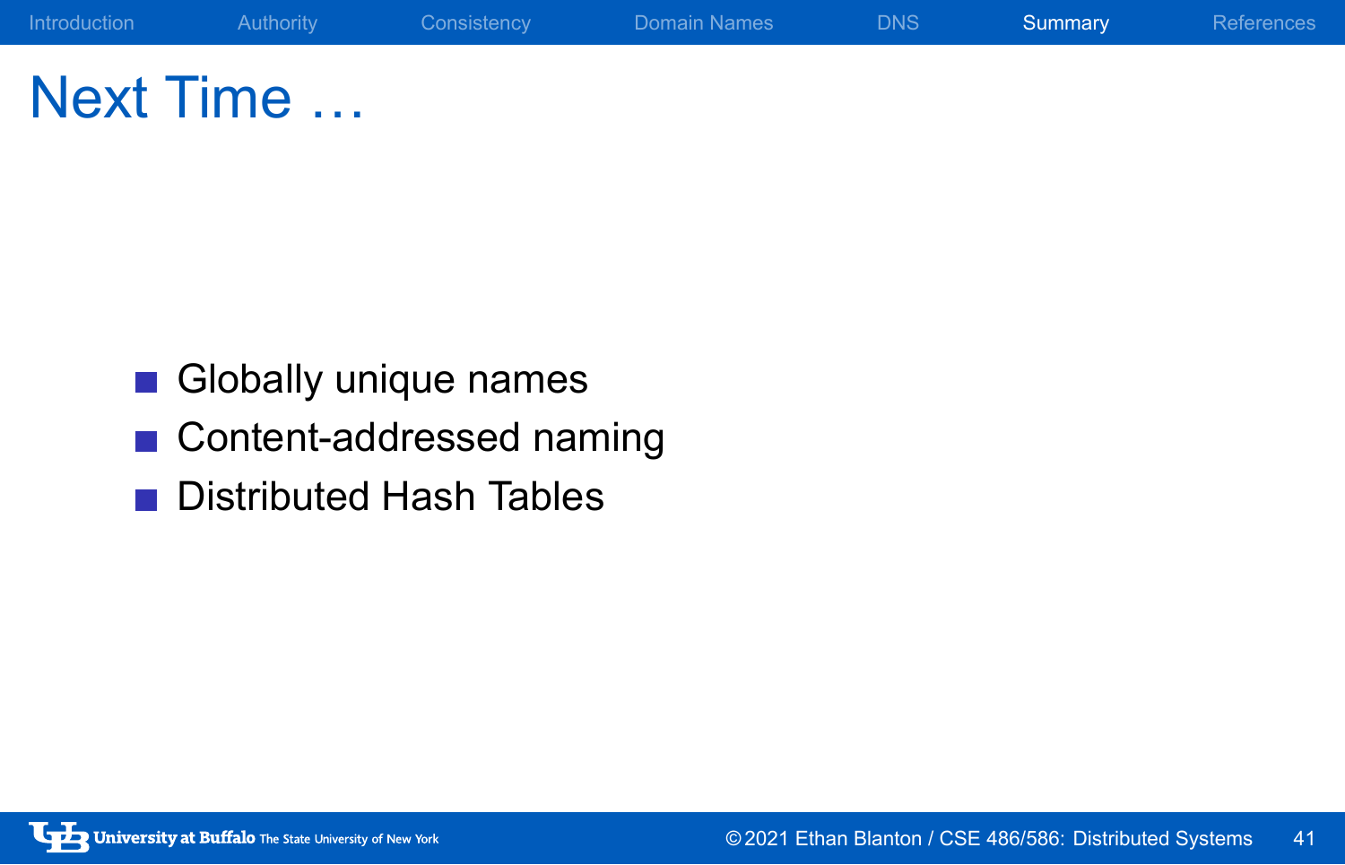# Next Time …

- Globally unique names
- Content-addressed naming
- Distributed Hash Tables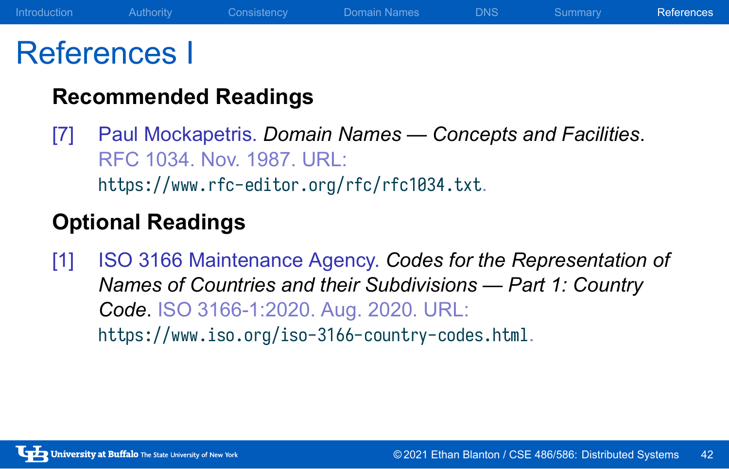# References I

## Recommended Readings

[7] Paul Mockapetris. *Domain Names — Concepts and Facilities*. RFC 1034. Nov. 1987. URL: https://www.rfc-editor.org/rfc/rfc1034.txt.

## Optional Readings

[1] ISO 3166 Maintenance Agency. *Codes for the Representation of Names of Countries and their Subdivisions — Part 1: Country Code*. ISO 3166-1:2020. Aug. 2020. URL: https://www.iso.org/iso-3166-country-codes.html.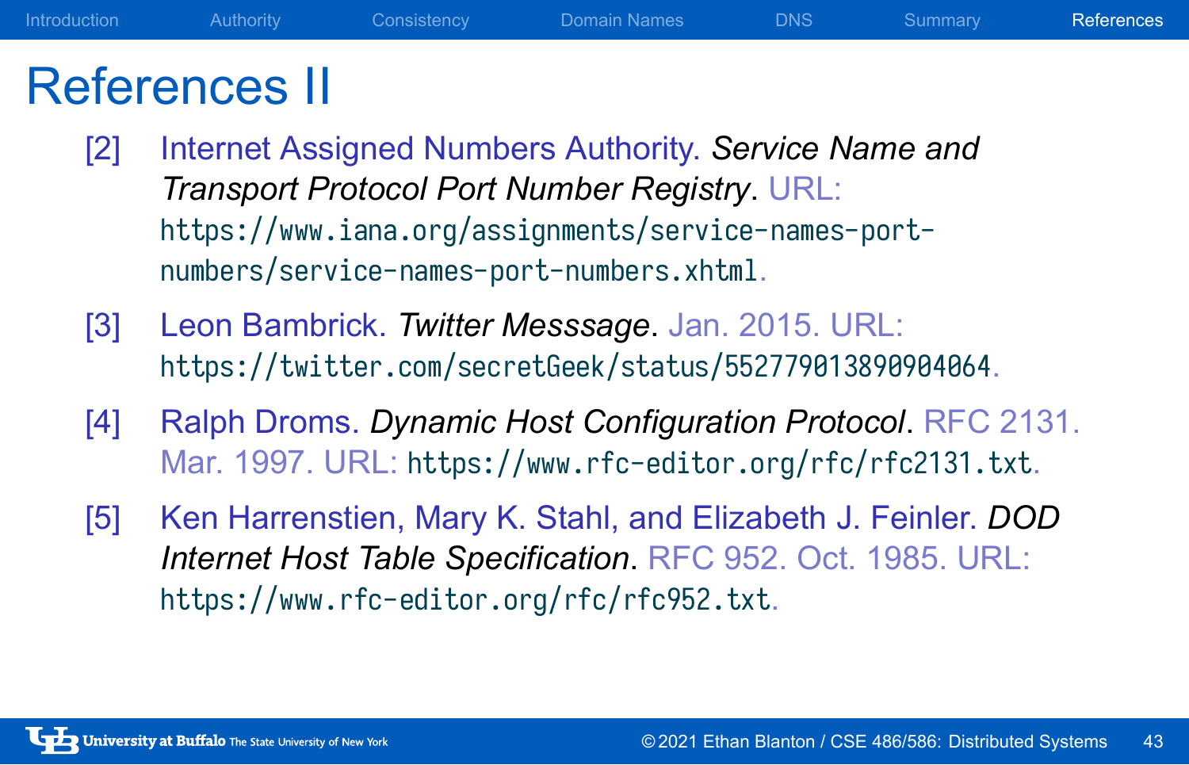# References II

[2] Internet Assigned Numbers Authority. *Service Name and Transport Protocol Port Number Registry*. URL: https://www.iana.org/assignments/service-names-port-numbers/service-names-port-numbers.xhtml.

[3] Leon Bambrick. *Twitter Messsage*. Jan. 2015. URL: https://twitter.com/secretGeek/status/552779013890904064.

[4] Ralph Droms. *Dynamic Host Configuration Protocol*. RFC 2131. Mar. 1997. URL: https://www.rfc-editor.org/rfc/rfc2131.txt.

[5] Ken Harrenstien, Mary K. Stahl, and Elizabeth J. Feinler. *DOD Internet Host Table Specification*. RFC 952. Oct. 1985. URL: https://www.rfc-editor.org/rfc/rfc952.txt.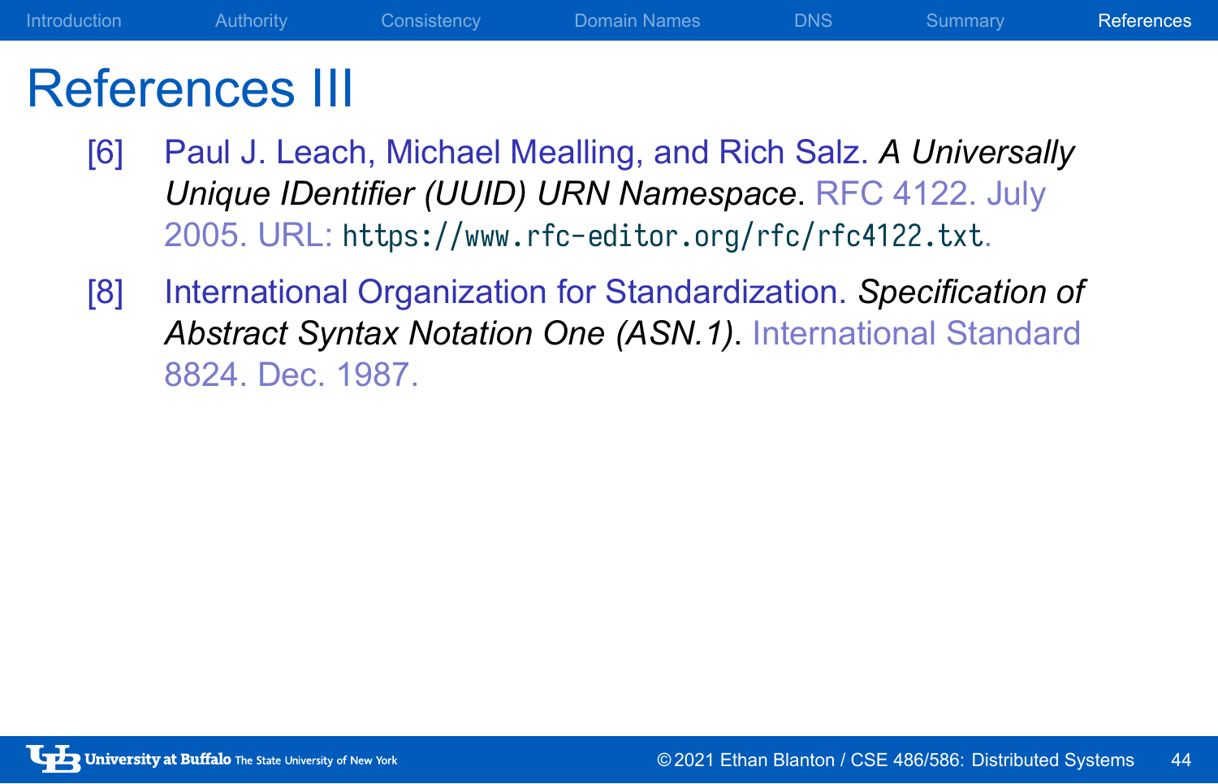# References III

[6] Paul J. Leach, Michael Mealling, and Rich Salz. *A Universally Unique IDentifier (UUID) URN Namespace*. RFC 4122. July 2005. URL: `https://www.rfc-editor.org/rfc/rfc4122.txt`.

[8] International Organization for Standardization. *Specification of Abstract Syntax Notation One (ASN.1)*. International Standard 8824. Dec. 1987.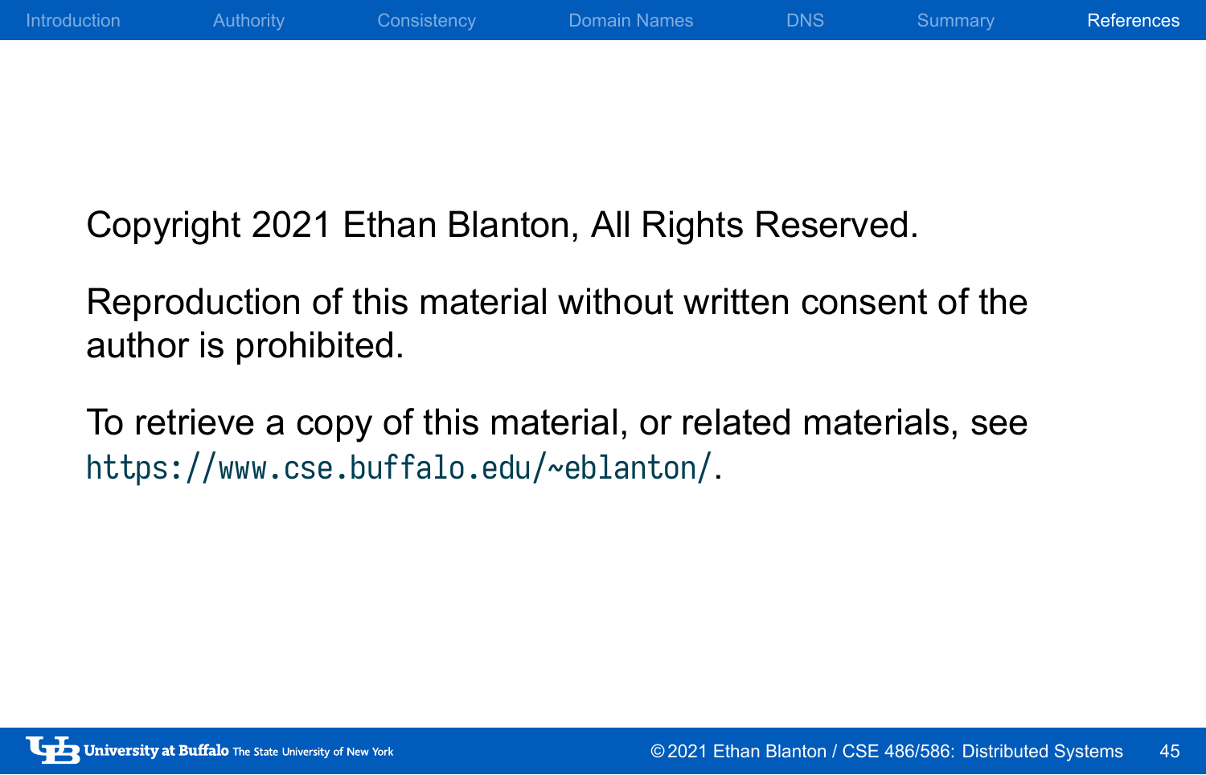Copyright 2021 Ethan Blanton, All Rights Reserved.

Reproduction of this material without written consent of the author is prohibited.

To retrieve a copy of this material, or related materials, see `https://www.cse.buffalo.edu/~eblanton/`.